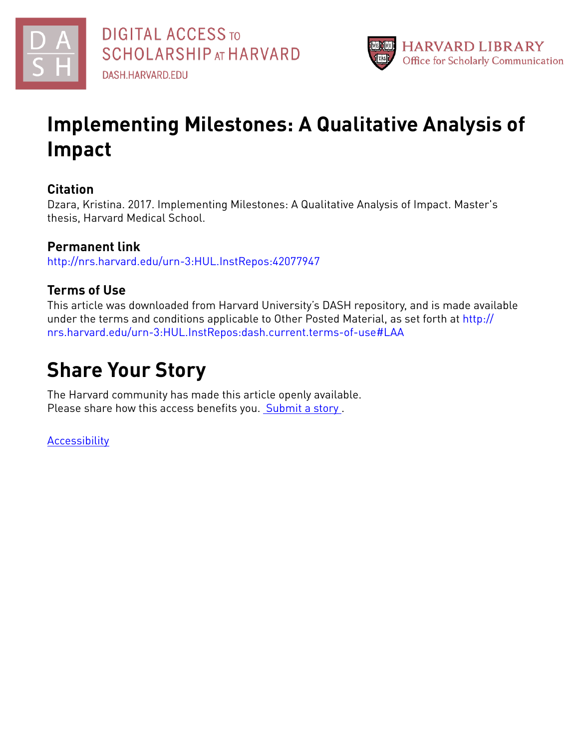# Implementing Milestones: A Qualitative Analysis of Impact

## Citation

Dzara, Kristina. 2017. Implementing Milestones: A Qualitative Analysis of Impact. Master's thesis, Harvard Medical School.

## Permanent link

http://nrs.harvard.edu/urn-3:HUL.InstRepos:42077947

## Terms of Use

This article was downloaded from Harvard University's DASH repository, and is made available under the terms and conditions applicable to Other Posted Material, as set forth at http://nrs.harvard.edu/urn-3:HUL.InstRepos:dash.current.terms-of-use#LAA

# Share Your Story

The Harvard community has made this article openly available.
Please share how this access benefits you. Submit a story .

Accessibility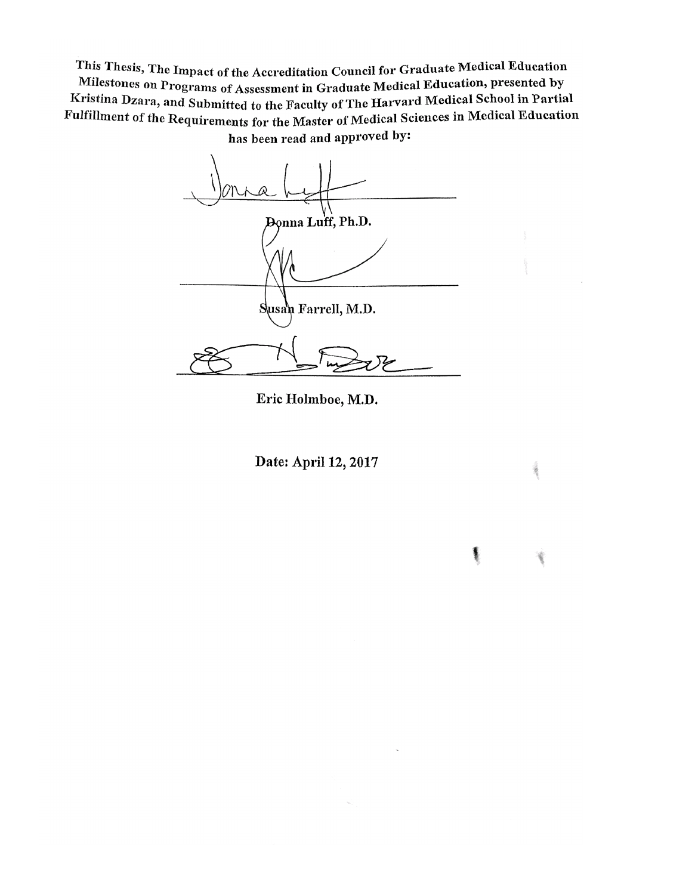This Thesis, The Impact of the Accreditation Council for Graduate Medical Education Milestones on Programs of Assessment in Graduate Medical Education, presented by Kristina Dzara, and Submitted to the Faculty of The Harvard Medical School in Partial Fulfillment of the Requirements for the Master of Medical Sciences in Medical Education has been read and approved by:

______________________________

**Donna Luff, Ph.D.**

______________________________

**Susan Farrell, M.D.**

______________________________

**Eric Holmboe, M.D.**

**Date: April 12, 2017**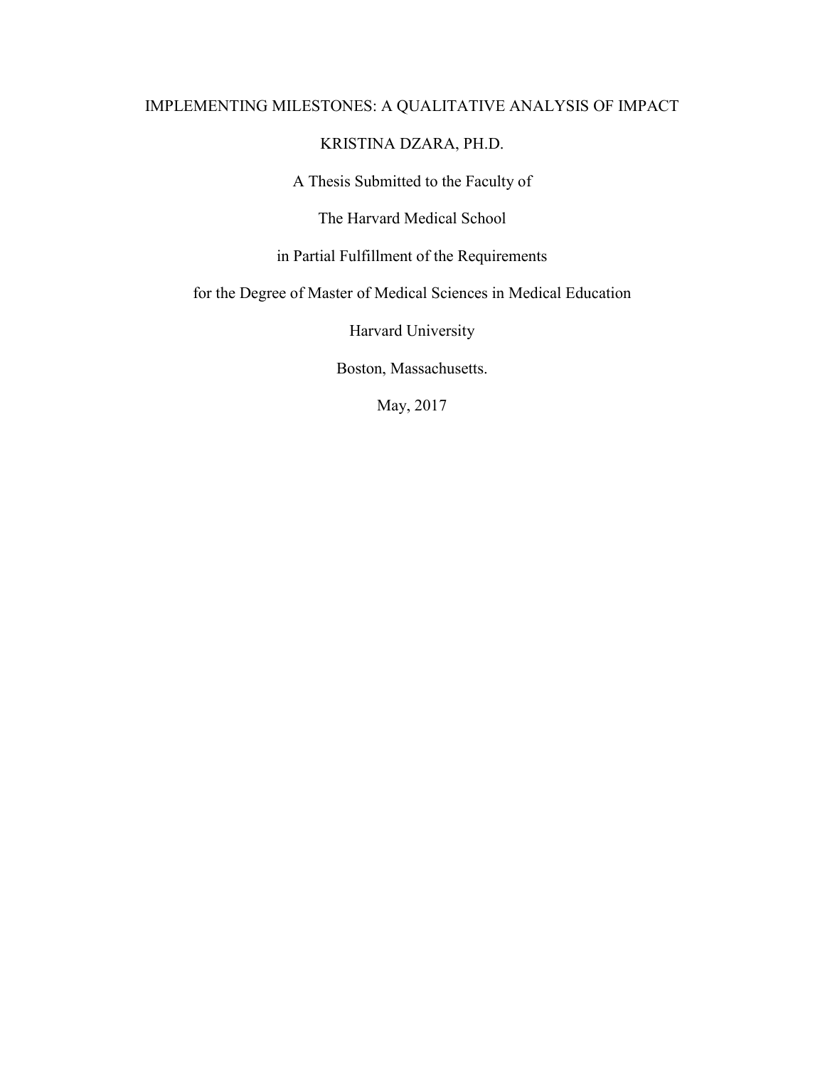# IMPLEMENTING MILESTONES: A QUALITATIVE ANALYSIS OF IMPACT

KRISTINA DZARA, PH.D.

A Thesis Submitted to the Faculty of

The Harvard Medical School

in Partial Fulfillment of the Requirements

for the Degree of Master of Medical Sciences in Medical Education

Harvard University

Boston, Massachusetts.

May, 2017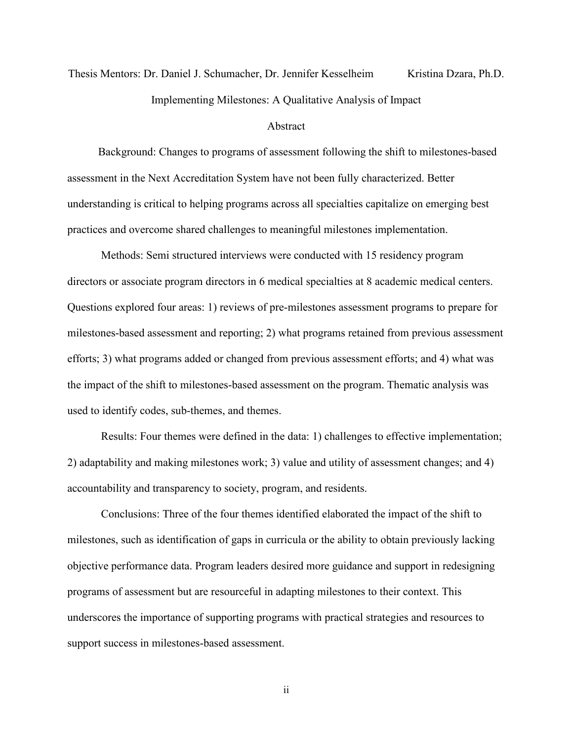Thesis Mentors: Dr. Daniel J. Schumacher, Dr. Jennifer Kesselheim Kristina Dzara, Ph.D.

Implementing Milestones: A Qualitative Analysis of Impact

## Abstract

Background: Changes to programs of assessment following the shift to milestones-based assessment in the Next Accreditation System have not been fully characterized. Better understanding is critical to helping programs across all specialties capitalize on emerging best practices and overcome shared challenges to meaningful milestones implementation.

Methods: Semi structured interviews were conducted with 15 residency program directors or associate program directors in 6 medical specialties at 8 academic medical centers. Questions explored four areas: 1) reviews of pre-milestones assessment programs to prepare for milestones-based assessment and reporting; 2) what programs retained from previous assessment efforts; 3) what programs added or changed from previous assessment efforts; and 4) what was the impact of the shift to milestones-based assessment on the program. Thematic analysis was used to identify codes, sub-themes, and themes.

Results: Four themes were defined in the data: 1) challenges to effective implementation; 2) adaptability and making milestones work; 3) value and utility of assessment changes; and 4) accountability and transparency to society, program, and residents.

Conclusions: Three of the four themes identified elaborated the impact of the shift to milestones, such as identification of gaps in curricula or the ability to obtain previously lacking objective performance data. Program leaders desired more guidance and support in redesigning programs of assessment but are resourceful in adapting milestones to their context. This underscores the importance of supporting programs with practical strategies and resources to support success in milestones-based assessment.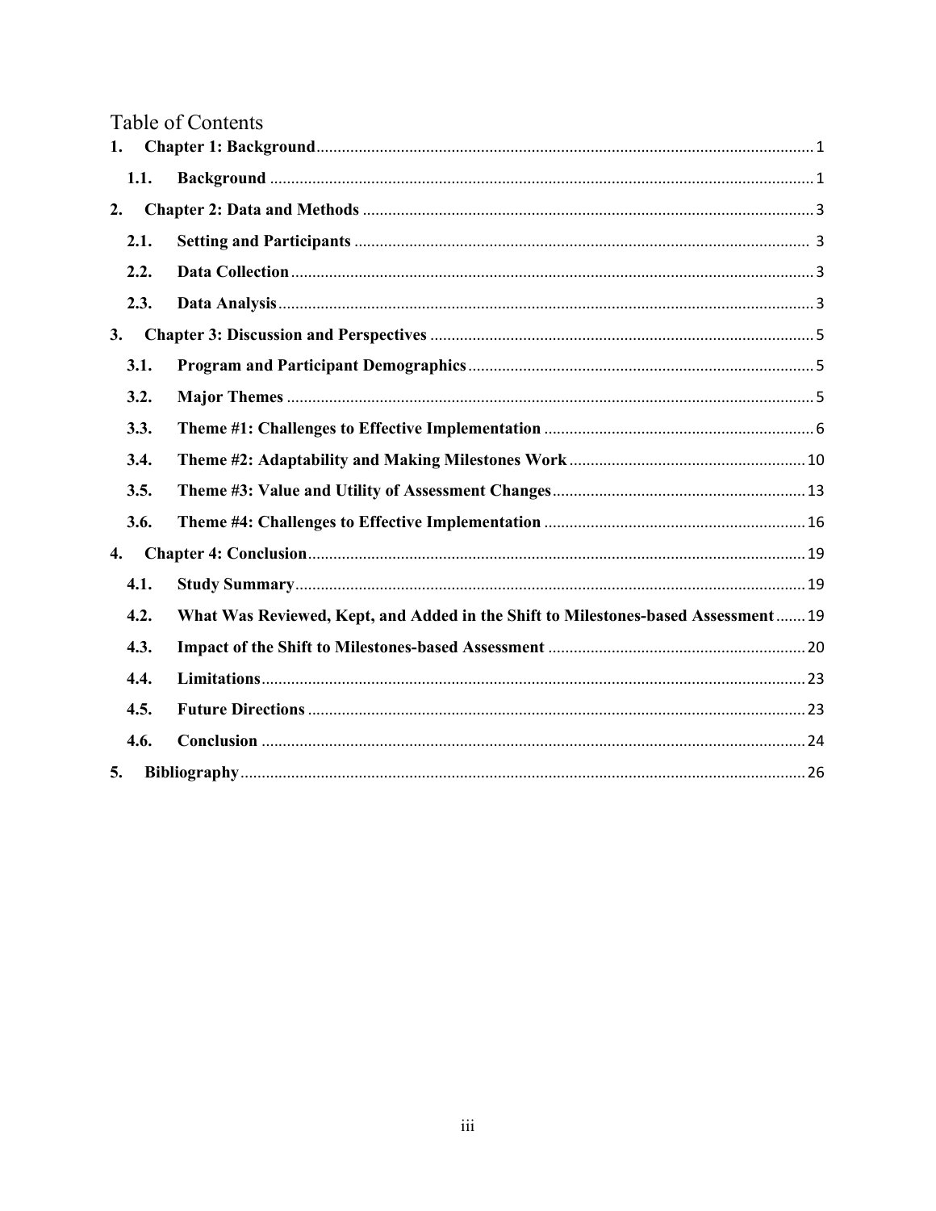# Table of Contents

1. **Chapter 1: Background** ..... 1
   - 1.1. **Background** ..... 1
2. **Chapter 2: Data and Methods** ..... 3
   - 2.1. **Setting and Participants** ..... 3
   - 2.2. **Data Collection** ..... 3
   - 2.3. **Data Analysis** ..... 3
3. **Chapter 3: Discussion and Perspectives** ..... 5
   - 3.1. **Program and Participant Demographics** ..... 5
   - 3.2. **Major Themes** ..... 5
   - 3.3. **Theme #1: Challenges to Effective Implementation** ..... 6
   - 3.4. **Theme #2: Adaptability and Making Milestones Work** ..... 10
   - 3.5. **Theme #3: Value and Utility of Assessment Changes** ..... 13
   - 3.6. **Theme #4: Challenges to Effective Implementation** ..... 16
4. **Chapter 4: Conclusion** ..... 19
   - 4.1. **Study Summary** ..... 19
   - 4.2. **What Was Reviewed, Kept, and Added in the Shift to Milestones-based Assessment** ..... 19
   - 4.3. **Impact of the Shift to Milestones-based Assessment** ..... 20
   - 4.4. **Limitations** ..... 23
   - 4.5. **Future Directions** ..... 23
   - 4.6. **Conclusion** ..... 24
5. **Bibliography** ..... 26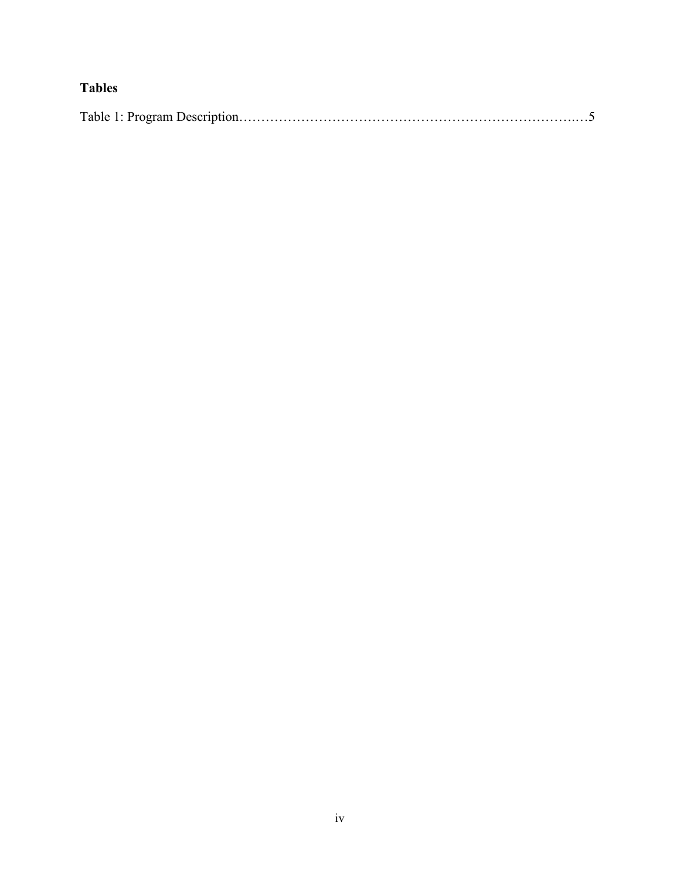**Tables**

Table 1: Program Description……………………………………………………………..…5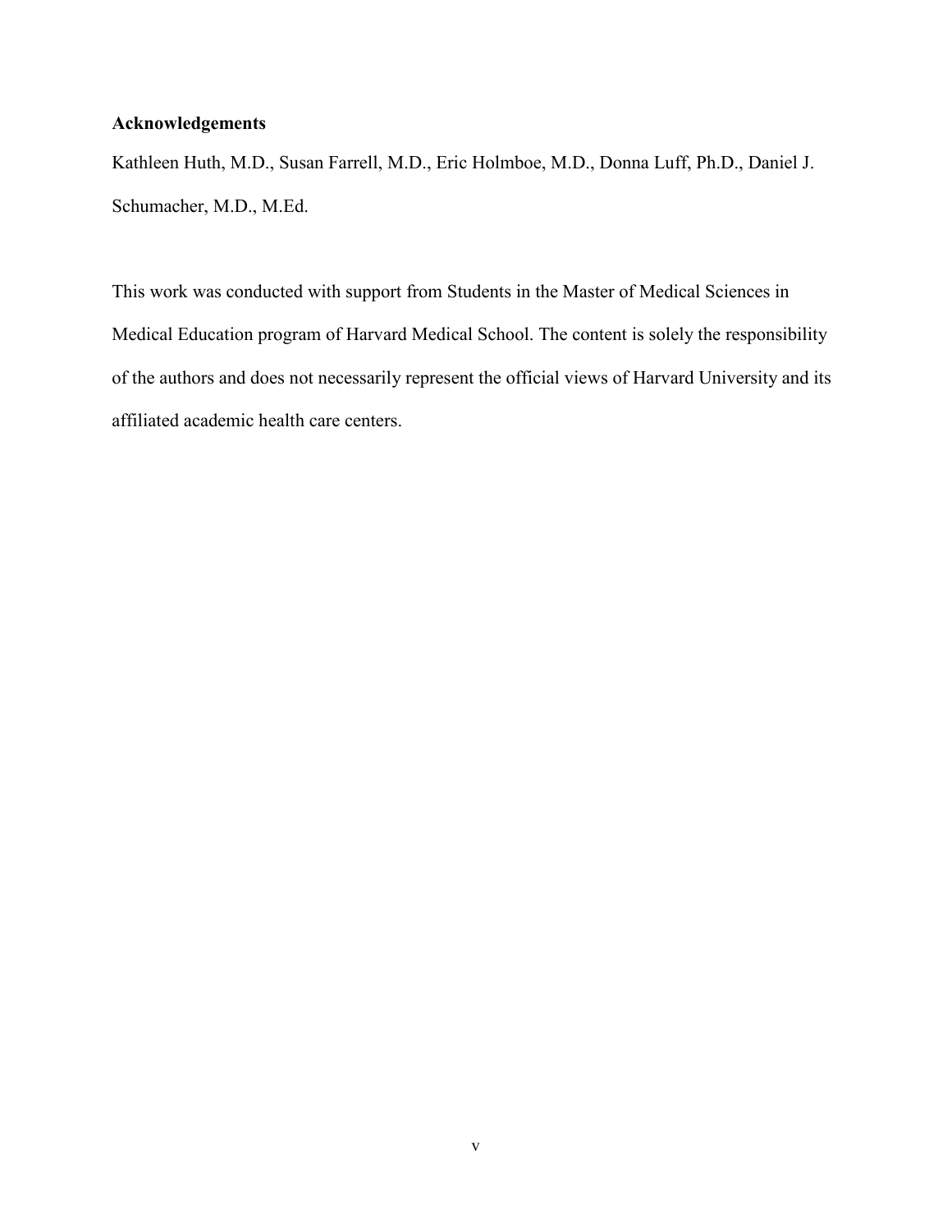**Acknowledgements**

Kathleen Huth, M.D., Susan Farrell, M.D., Eric Holmboe, M.D., Donna Luff, Ph.D., Daniel J. Schumacher, M.D., M.Ed.

This work was conducted with support from Students in the Master of Medical Sciences in Medical Education program of Harvard Medical School. The content is solely the responsibility of the authors and does not necessarily represent the official views of Harvard University and its affiliated academic health care centers.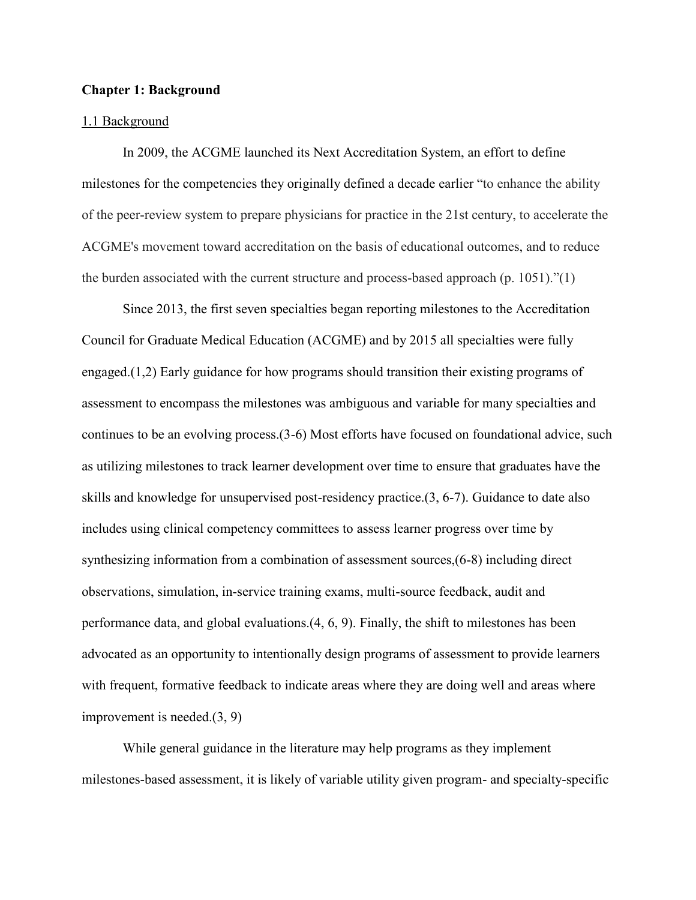## Chapter 1: Background

### 1.1 Background

In 2009, the ACGME launched its Next Accreditation System, an effort to define milestones for the competencies they originally defined a decade earlier "to enhance the ability of the peer-review system to prepare physicians for practice in the 21st century, to accelerate the ACGME's movement toward accreditation on the basis of educational outcomes, and to reduce the burden associated with the current structure and process-based approach (p. 1051)."(1)

Since 2013, the first seven specialties began reporting milestones to the Accreditation Council for Graduate Medical Education (ACGME) and by 2015 all specialties were fully engaged.(1,2) Early guidance for how programs should transition their existing programs of assessment to encompass the milestones was ambiguous and variable for many specialties and continues to be an evolving process.(3-6) Most efforts have focused on foundational advice, such as utilizing milestones to track learner development over time to ensure that graduates have the skills and knowledge for unsupervised post-residency practice.(3, 6-7). Guidance to date also includes using clinical competency committees to assess learner progress over time by synthesizing information from a combination of assessment sources,(6-8) including direct observations, simulation, in-service training exams, multi-source feedback, audit and performance data, and global evaluations.(4, 6, 9). Finally, the shift to milestones has been advocated as an opportunity to intentionally design programs of assessment to provide learners with frequent, formative feedback to indicate areas where they are doing well and areas where improvement is needed.(3, 9)

While general guidance in the literature may help programs as they implement milestones-based assessment, it is likely of variable utility given program- and specialty-specific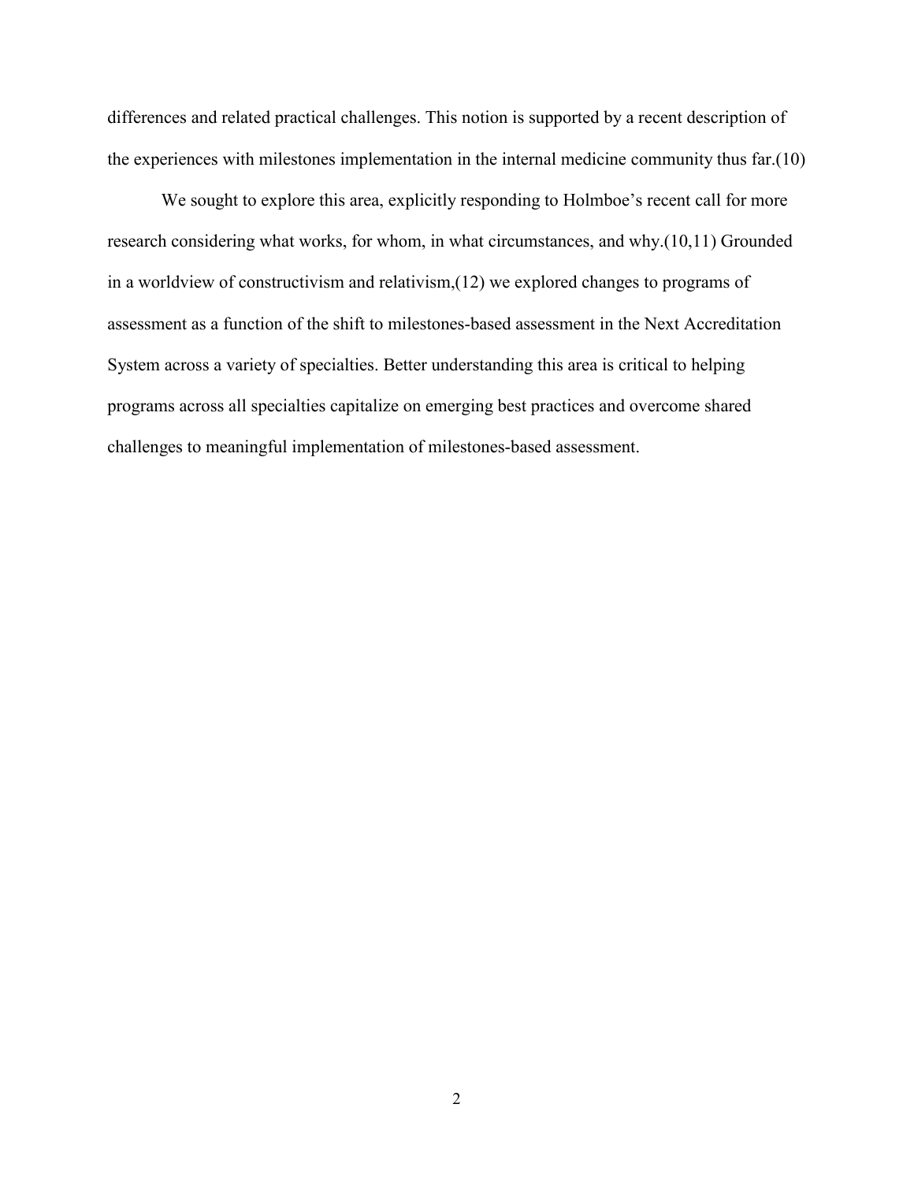differences and related practical challenges. This notion is supported by a recent description of the experiences with milestones implementation in the internal medicine community thus far.(10)

We sought to explore this area, explicitly responding to Holmboe's recent call for more research considering what works, for whom, in what circumstances, and why.(10,11) Grounded in a worldview of constructivism and relativism,(12) we explored changes to programs of assessment as a function of the shift to milestones-based assessment in the Next Accreditation System across a variety of specialties. Better understanding this area is critical to helping programs across all specialties capitalize on emerging best practices and overcome shared challenges to meaningful implementation of milestones-based assessment.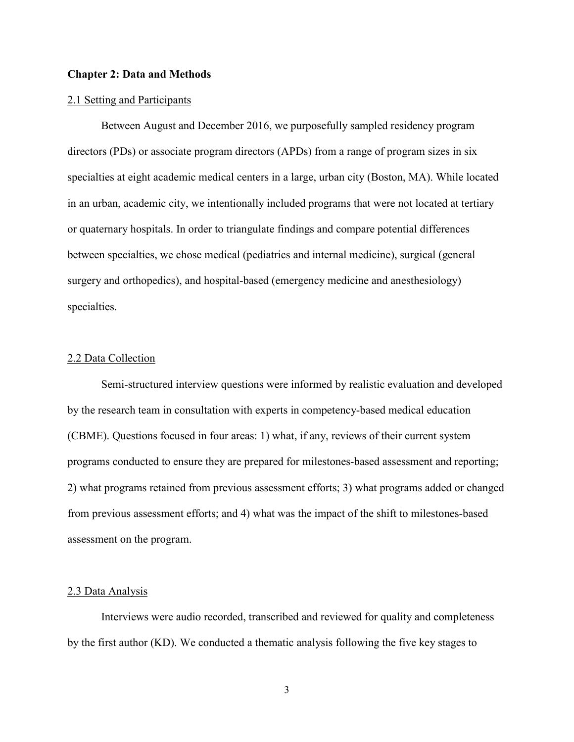## Chapter 2: Data and Methods

### 2.1 Setting and Participants

Between August and December 2016, we purposefully sampled residency program directors (PDs) or associate program directors (APDs) from a range of program sizes in six specialties at eight academic medical centers in a large, urban city (Boston, MA). While located in an urban, academic city, we intentionally included programs that were not located at tertiary or quaternary hospitals. In order to triangulate findings and compare potential differences between specialties, we chose medical (pediatrics and internal medicine), surgical (general surgery and orthopedics), and hospital-based (emergency medicine and anesthesiology) specialties.

### 2.2 Data Collection

Semi-structured interview questions were informed by realistic evaluation and developed by the research team in consultation with experts in competency-based medical education (CBME). Questions focused in four areas: 1) what, if any, reviews of their current system programs conducted to ensure they are prepared for milestones-based assessment and reporting; 2) what programs retained from previous assessment efforts; 3) what programs added or changed from previous assessment efforts; and 4) what was the impact of the shift to milestones-based assessment on the program.

### 2.3 Data Analysis

Interviews were audio recorded, transcribed and reviewed for quality and completeness by the first author (KD). We conducted a thematic analysis following the five key stages to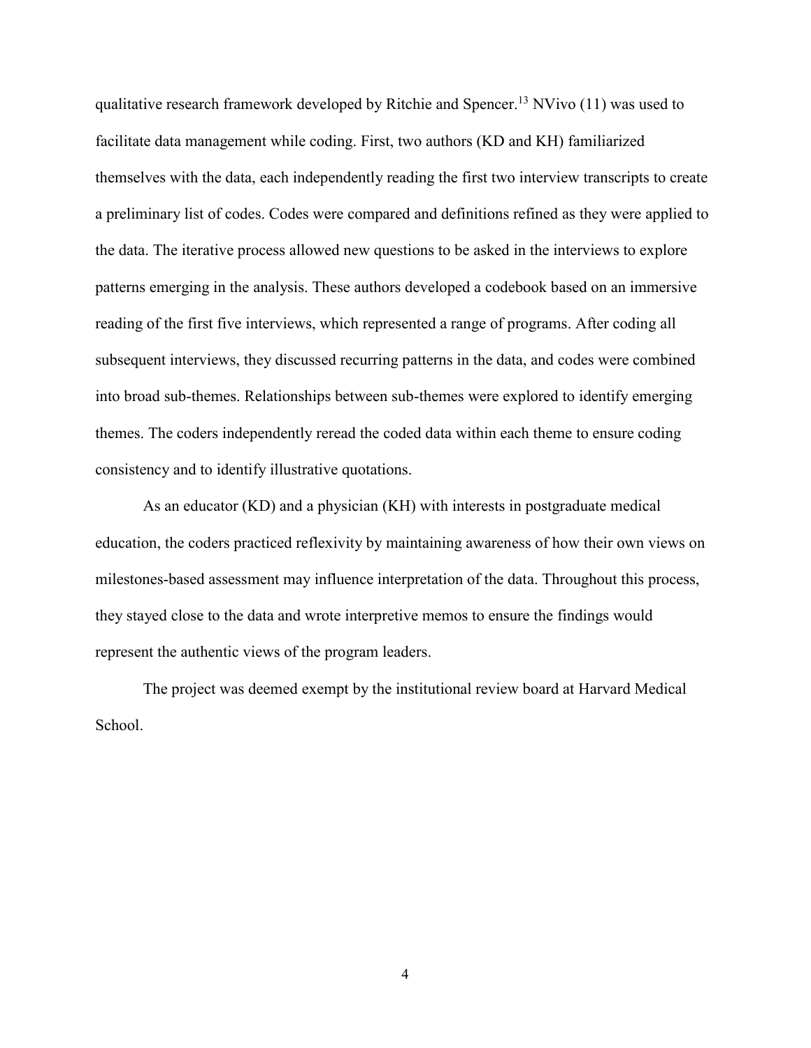qualitative research framework developed by Ritchie and Spencer.[13] NVivo (11) was used to facilitate data management while coding. First, two authors (KD and KH) familiarized themselves with the data, each independently reading the first two interview transcripts to create a preliminary list of codes. Codes were compared and definitions refined as they were applied to the data. The iterative process allowed new questions to be asked in the interviews to explore patterns emerging in the analysis. These authors developed a codebook based on an immersive reading of the first five interviews, which represented a range of programs. After coding all subsequent interviews, they discussed recurring patterns in the data, and codes were combined into broad sub-themes. Relationships between sub-themes were explored to identify emerging themes. The coders independently reread the coded data within each theme to ensure coding consistency and to identify illustrative quotations.

As an educator (KD) and a physician (KH) with interests in postgraduate medical education, the coders practiced reflexivity by maintaining awareness of how their own views on milestones-based assessment may influence interpretation of the data. Throughout this process, they stayed close to the data and wrote interpretive memos to ensure the findings would represent the authentic views of the program leaders.

The project was deemed exempt by the institutional review board at Harvard Medical School.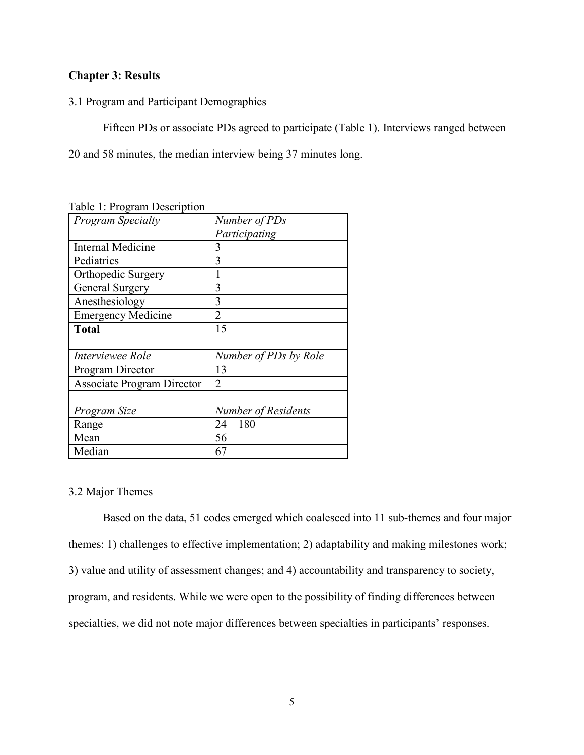## Chapter 3: Results

### 3.1 Program and Participant Demographics

Fifteen PDs or associate PDs agreed to participate (Table 1). Interviews ranged between 20 and 58 minutes, the median interview being 37 minutes long.

Table 1: Program Description

| *Program Specialty* | *Number of PDs Participating* |
|---|---|
| Internal Medicine | 3 |
| Pediatrics | 3 |
| Orthopedic Surgery | 1 |
| General Surgery | 3 |
| Anesthesiology | 3 |
| Emergency Medicine | 2 |
| **Total** | 15 |
| | |
| *Interviewee Role* | *Number of PDs by Role* |
| Program Director | 13 |
| Associate Program Director | 2 |
| | |
| *Program Size* | *Number of Residents* |
| Range | 24 – 180 |
| Mean | 56 |
| Median | 67 |

### 3.2 Major Themes

Based on the data, 51 codes emerged which coalesced into 11 sub-themes and four major themes: 1) challenges to effective implementation; 2) adaptability and making milestones work; 3) value and utility of assessment changes; and 4) accountability and transparency to society, program, and residents. While we were open to the possibility of finding differences between specialties, we did not note major differences between specialties in participants' responses.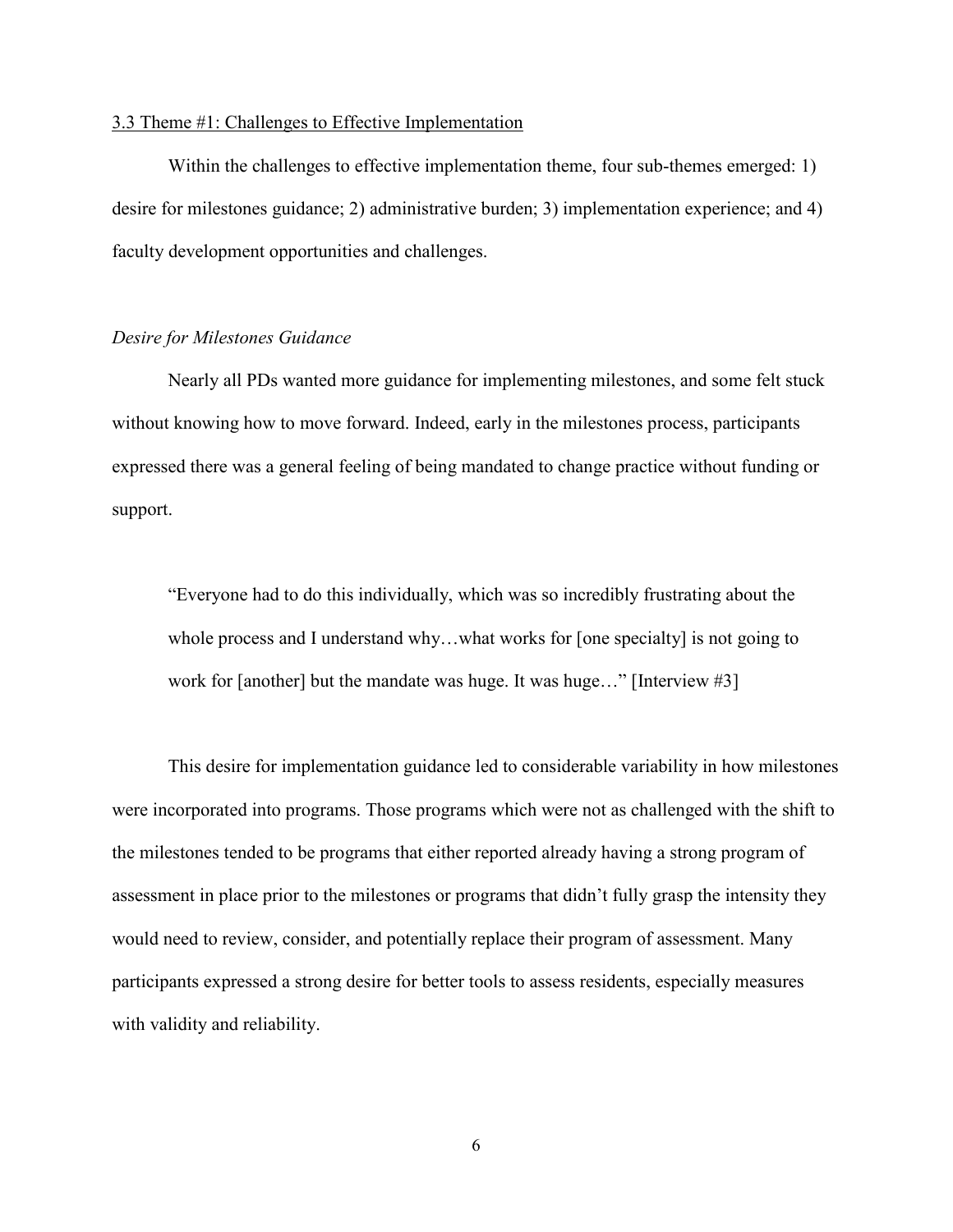### 3.3 Theme #1: Challenges to Effective Implementation

Within the challenges to effective implementation theme, four sub-themes emerged: 1) desire for milestones guidance; 2) administrative burden; 3) implementation experience; and 4) faculty development opportunities and challenges.

*Desire for Milestones Guidance*

Nearly all PDs wanted more guidance for implementing milestones, and some felt stuck without knowing how to move forward. Indeed, early in the milestones process, participants expressed there was a general feeling of being mandated to change practice without funding or support.

> "Everyone had to do this individually, which was so incredibly frustrating about the whole process and I understand why…what works for [one specialty] is not going to work for [another] but the mandate was huge. It was huge…" [Interview #3]

This desire for implementation guidance led to considerable variability in how milestones were incorporated into programs. Those programs which were not as challenged with the shift to the milestones tended to be programs that either reported already having a strong program of assessment in place prior to the milestones or programs that didn't fully grasp the intensity they would need to review, consider, and potentially replace their program of assessment. Many participants expressed a strong desire for better tools to assess residents, especially measures with validity and reliability.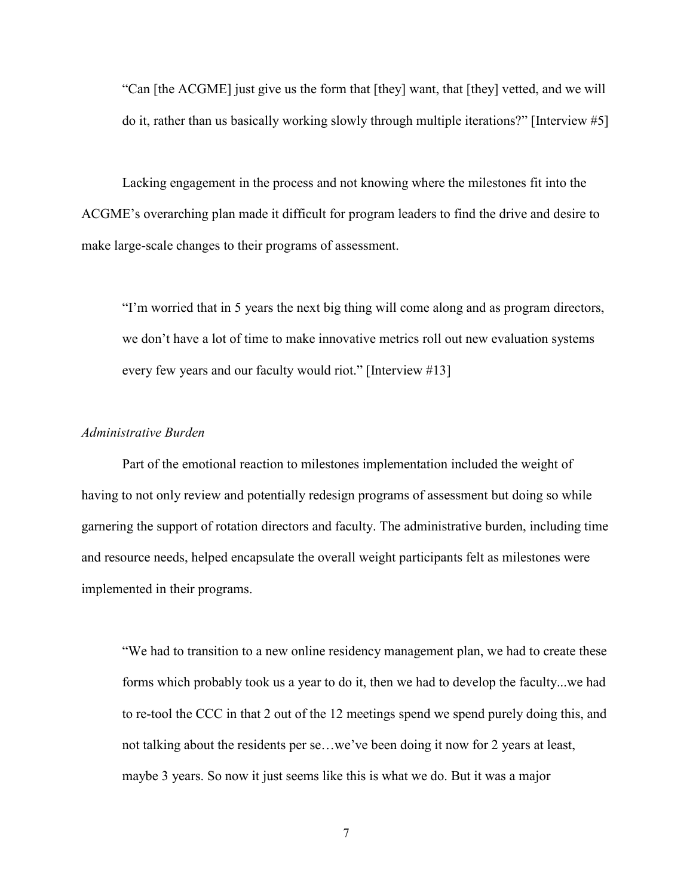"Can [the ACGME] just give us the form that [they] want, that [they] vetted, and we will do it, rather than us basically working slowly through multiple iterations?" [Interview #5]

Lacking engagement in the process and not knowing where the milestones fit into the ACGME's overarching plan made it difficult for program leaders to find the drive and desire to make large-scale changes to their programs of assessment.

> "I'm worried that in 5 years the next big thing will come along and as program directors, we don't have a lot of time to make innovative metrics roll out new evaluation systems every few years and our faculty would riot." [Interview #13]

*Administrative Burden*

Part of the emotional reaction to milestones implementation included the weight of having to not only review and potentially redesign programs of assessment but doing so while garnering the support of rotation directors and faculty. The administrative burden, including time and resource needs, helped encapsulate the overall weight participants felt as milestones were implemented in their programs.

> "We had to transition to a new online residency management plan, we had to create these forms which probably took us a year to do it, then we had to develop the faculty...we had to re-tool the CCC in that 2 out of the 12 meetings spend we spend purely doing this, and not talking about the residents per se…we've been doing it now for 2 years at least, maybe 3 years. So now it just seems like this is what we do. But it was a major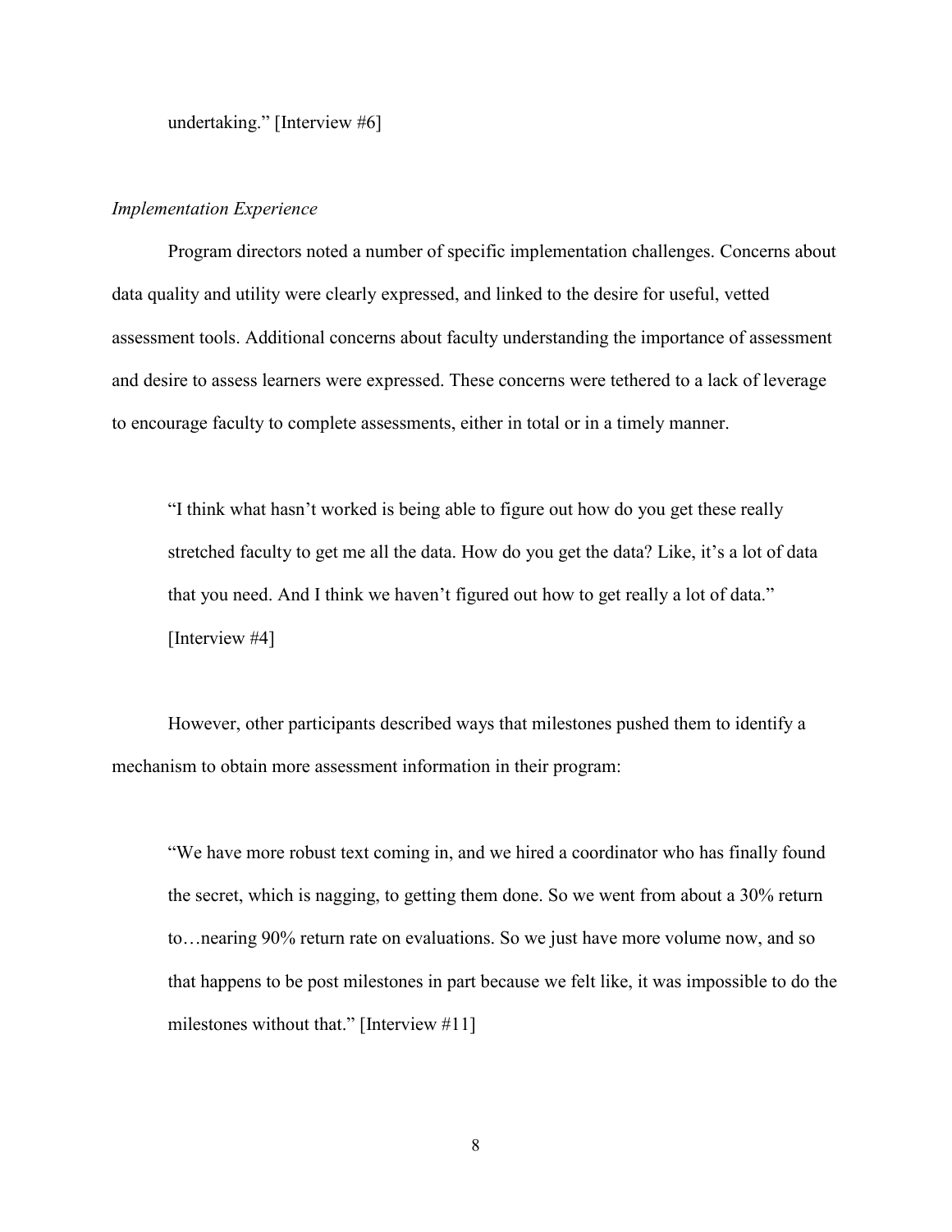undertaking." [Interview #6]

*Implementation Experience*

Program directors noted a number of specific implementation challenges. Concerns about data quality and utility were clearly expressed, and linked to the desire for useful, vetted assessment tools. Additional concerns about faculty understanding the importance of assessment and desire to assess learners were expressed. These concerns were tethered to a lack of leverage to encourage faculty to complete assessments, either in total or in a timely manner.

> "I think what hasn't worked is being able to figure out how do you get these really stretched faculty to get me all the data. How do you get the data? Like, it's a lot of data that you need. And I think we haven't figured out how to get really a lot of data." [Interview #4]

However, other participants described ways that milestones pushed them to identify a mechanism to obtain more assessment information in their program:

> "We have more robust text coming in, and we hired a coordinator who has finally found the secret, which is nagging, to getting them done. So we went from about a 30% return to…nearing 90% return rate on evaluations. So we just have more volume now, and so that happens to be post milestones in part because we felt like, it was impossible to do the milestones without that." [Interview #11]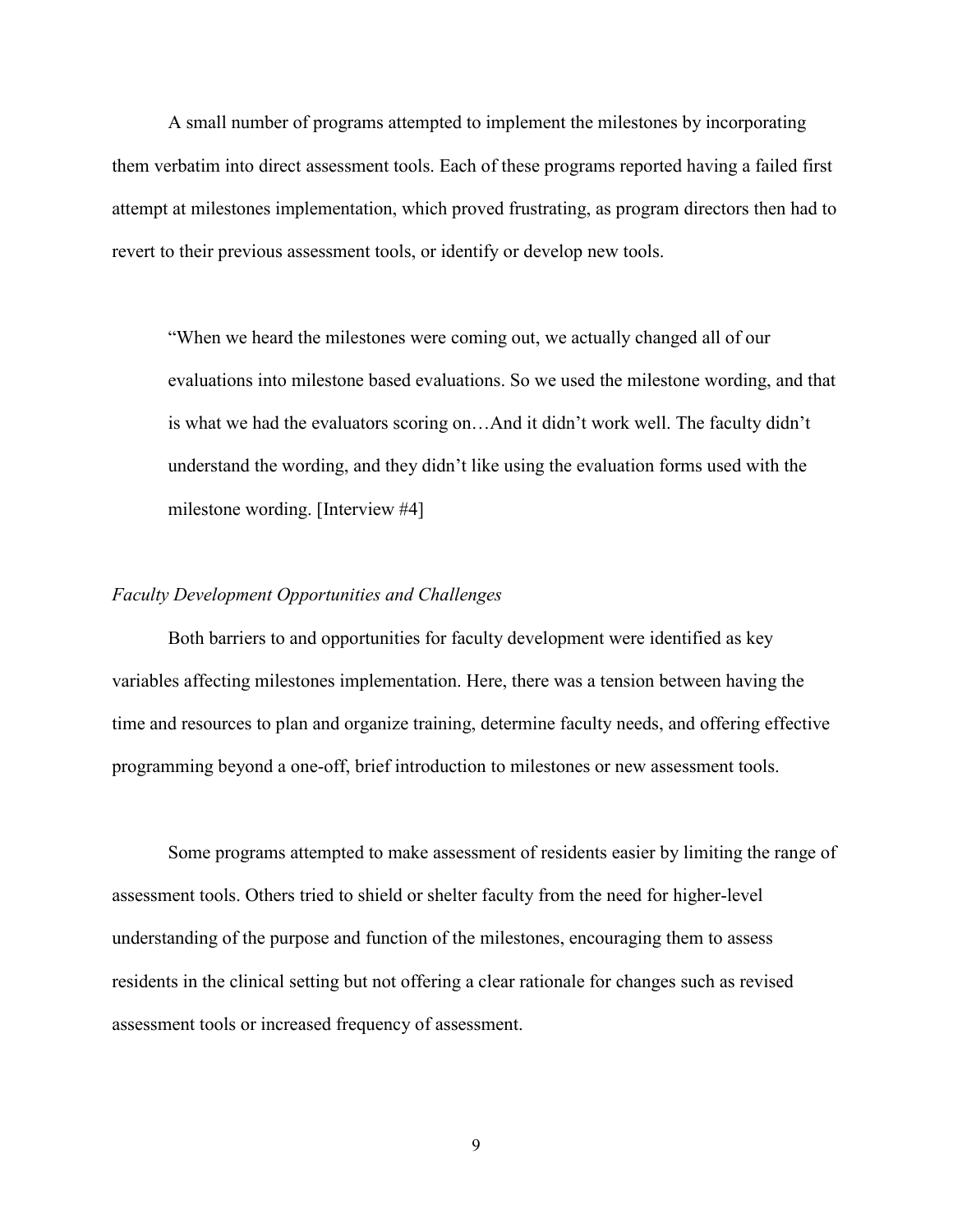A small number of programs attempted to implement the milestones by incorporating them verbatim into direct assessment tools. Each of these programs reported having a failed first attempt at milestones implementation, which proved frustrating, as program directors then had to revert to their previous assessment tools, or identify or develop new tools.

> "When we heard the milestones were coming out, we actually changed all of our evaluations into milestone based evaluations. So we used the milestone wording, and that is what we had the evaluators scoring on…And it didn't work well. The faculty didn't understand the wording, and they didn't like using the evaluation forms used with the milestone wording. [Interview #4]

*Faculty Development Opportunities and Challenges*

Both barriers to and opportunities for faculty development were identified as key variables affecting milestones implementation. Here, there was a tension between having the time and resources to plan and organize training, determine faculty needs, and offering effective programming beyond a one-off, brief introduction to milestones or new assessment tools.

Some programs attempted to make assessment of residents easier by limiting the range of assessment tools. Others tried to shield or shelter faculty from the need for higher-level understanding of the purpose and function of the milestones, encouraging them to assess residents in the clinical setting but not offering a clear rationale for changes such as revised assessment tools or increased frequency of assessment.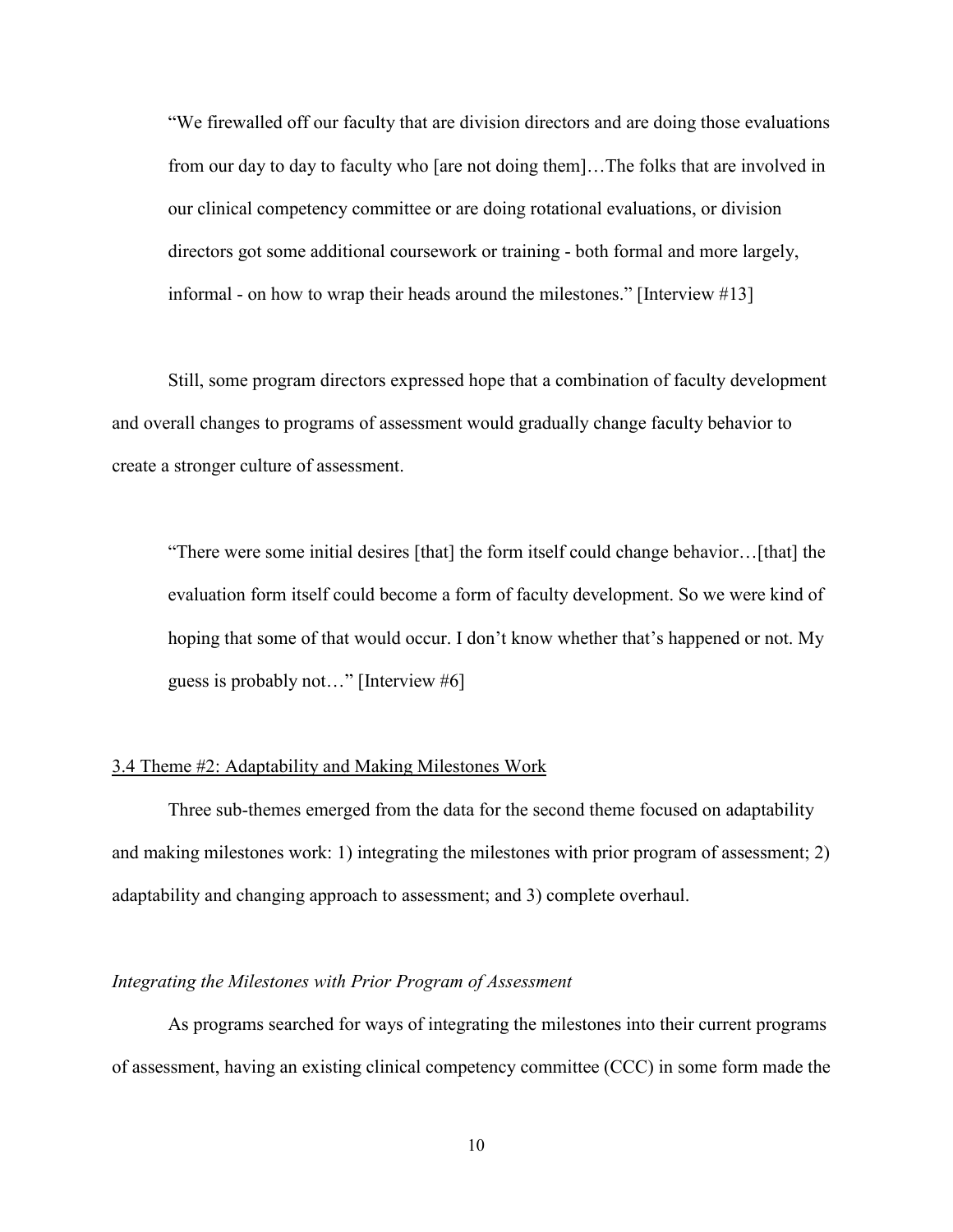> "We firewalled off our faculty that are division directors and are doing those evaluations from our day to day to faculty who [are not doing them]…The folks that are involved in our clinical competency committee or are doing rotational evaluations, or division directors got some additional coursework or training - both formal and more largely, informal - on how to wrap their heads around the milestones." [Interview #13]

Still, some program directors expressed hope that a combination of faculty development and overall changes to programs of assessment would gradually change faculty behavior to create a stronger culture of assessment.

> "There were some initial desires [that] the form itself could change behavior…[that] the evaluation form itself could become a form of faculty development. So we were kind of hoping that some of that would occur. I don't know whether that's happened or not. My guess is probably not…" [Interview #6]

## 3.4 Theme #2: Adaptability and Making Milestones Work

Three sub-themes emerged from the data for the second theme focused on adaptability and making milestones work: 1) integrating the milestones with prior program of assessment; 2) adaptability and changing approach to assessment; and 3) complete overhaul.

### *Integrating the Milestones with Prior Program of Assessment*

As programs searched for ways of integrating the milestones into their current programs of assessment, having an existing clinical competency committee (CCC) in some form made the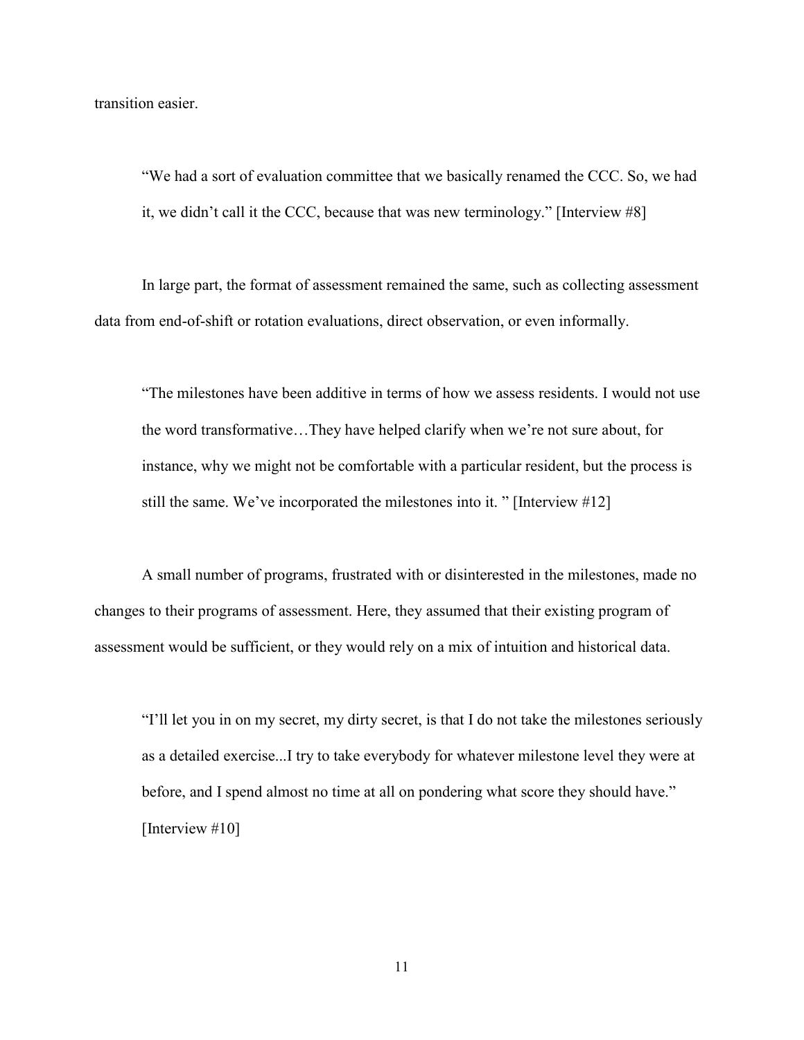transition easier.

> "We had a sort of evaluation committee that we basically renamed the CCC. So, we had it, we didn't call it the CCC, because that was new terminology." [Interview #8]

In large part, the format of assessment remained the same, such as collecting assessment data from end-of-shift or rotation evaluations, direct observation, or even informally.

> "The milestones have been additive in terms of how we assess residents. I would not use the word transformative…They have helped clarify when we're not sure about, for instance, why we might not be comfortable with a particular resident, but the process is still the same. We've incorporated the milestones into it. " [Interview #12]

A small number of programs, frustrated with or disinterested in the milestones, made no changes to their programs of assessment. Here, they assumed that their existing program of assessment would be sufficient, or they would rely on a mix of intuition and historical data.

> "I'll let you in on my secret, my dirty secret, is that I do not take the milestones seriously as a detailed exercise...I try to take everybody for whatever milestone level they were at before, and I spend almost no time at all on pondering what score they should have." [Interview #10]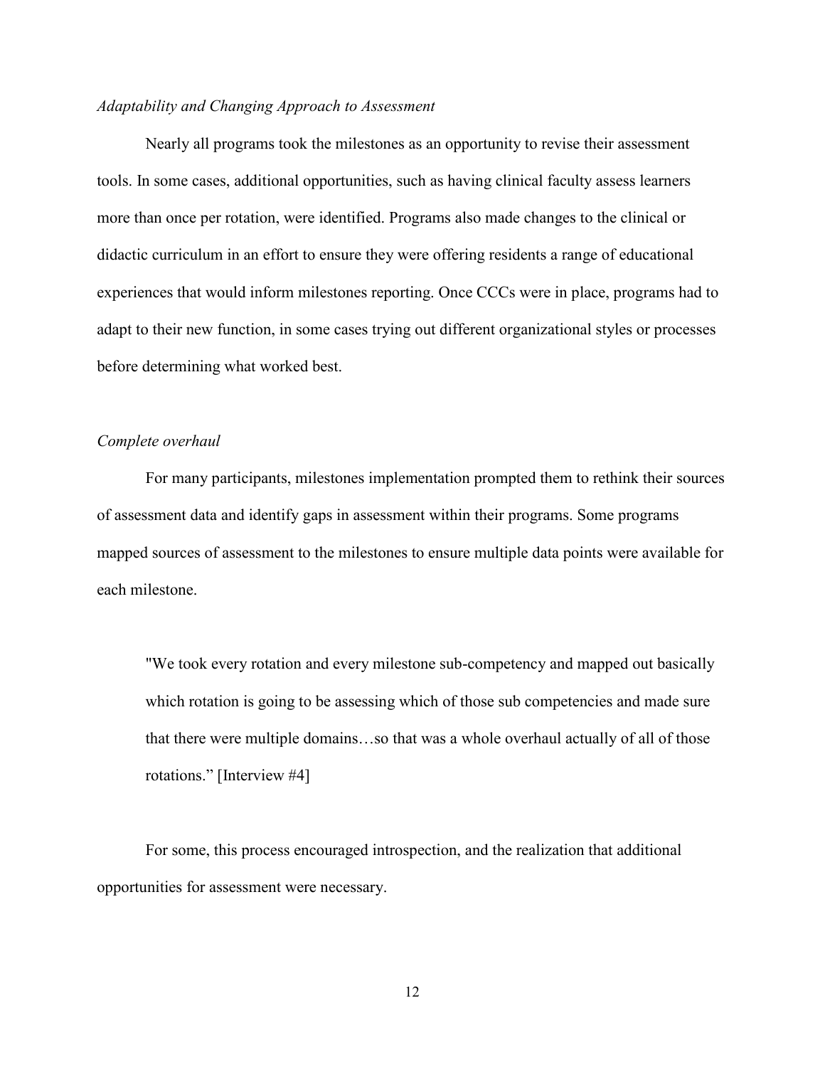*Adaptability and Changing Approach to Assessment*

Nearly all programs took the milestones as an opportunity to revise their assessment tools. In some cases, additional opportunities, such as having clinical faculty assess learners more than once per rotation, were identified. Programs also made changes to the clinical or didactic curriculum in an effort to ensure they were offering residents a range of educational experiences that would inform milestones reporting. Once CCCs were in place, programs had to adapt to their new function, in some cases trying out different organizational styles or processes before determining what worked best.

*Complete overhaul*

For many participants, milestones implementation prompted them to rethink their sources of assessment data and identify gaps in assessment within their programs. Some programs mapped sources of assessment to the milestones to ensure multiple data points were available for each milestone.

> "We took every rotation and every milestone sub-competency and mapped out basically which rotation is going to be assessing which of those sub competencies and made sure that there were multiple domains…so that was a whole overhaul actually of all of those rotations." [Interview #4]

For some, this process encouraged introspection, and the realization that additional opportunities for assessment were necessary.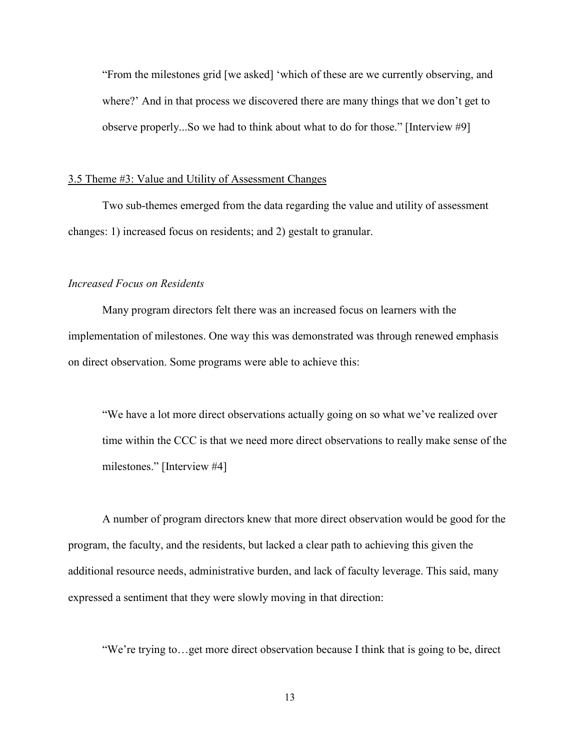> "From the milestones grid [we asked] 'which of these are we currently observing, and where?' And in that process we discovered there are many things that we don't get to observe properly...So we had to think about what to do for those." [Interview #9]

### 3.5 Theme #3: Value and Utility of Assessment Changes

Two sub-themes emerged from the data regarding the value and utility of assessment changes: 1) increased focus on residents; and 2) gestalt to granular.

#### *Increased Focus on Residents*

Many program directors felt there was an increased focus on learners with the implementation of milestones. One way this was demonstrated was through renewed emphasis on direct observation. Some programs were able to achieve this:

> "We have a lot more direct observations actually going on so what we've realized over time within the CCC is that we need more direct observations to really make sense of the milestones." [Interview #4]

A number of program directors knew that more direct observation would be good for the program, the faculty, and the residents, but lacked a clear path to achieving this given the additional resource needs, administrative burden, and lack of faculty leverage. This said, many expressed a sentiment that they were slowly moving in that direction:

> "We're trying to…get more direct observation because I think that is going to be, direct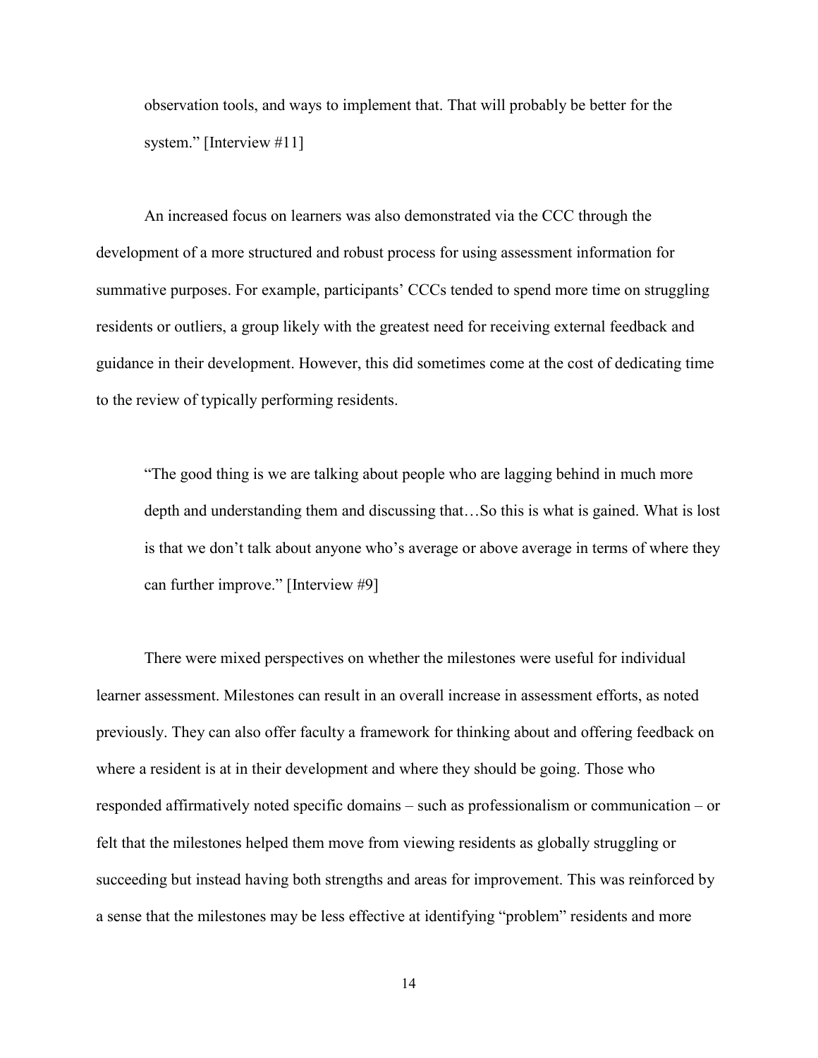observation tools, and ways to implement that. That will probably be better for the system." [Interview #11]

An increased focus on learners was also demonstrated via the CCC through the development of a more structured and robust process for using assessment information for summative purposes. For example, participants' CCCs tended to spend more time on struggling residents or outliers, a group likely with the greatest need for receiving external feedback and guidance in their development. However, this did sometimes come at the cost of dedicating time to the review of typically performing residents.

> "The good thing is we are talking about people who are lagging behind in much more depth and understanding them and discussing that…So this is what is gained. What is lost is that we don't talk about anyone who's average or above average in terms of where they can further improve." [Interview #9]

There were mixed perspectives on whether the milestones were useful for individual learner assessment. Milestones can result in an overall increase in assessment efforts, as noted previously. They can also offer faculty a framework for thinking about and offering feedback on where a resident is at in their development and where they should be going. Those who responded affirmatively noted specific domains – such as professionalism or communication – or felt that the milestones helped them move from viewing residents as globally struggling or succeeding but instead having both strengths and areas for improvement. This was reinforced by a sense that the milestones may be less effective at identifying "problem" residents and more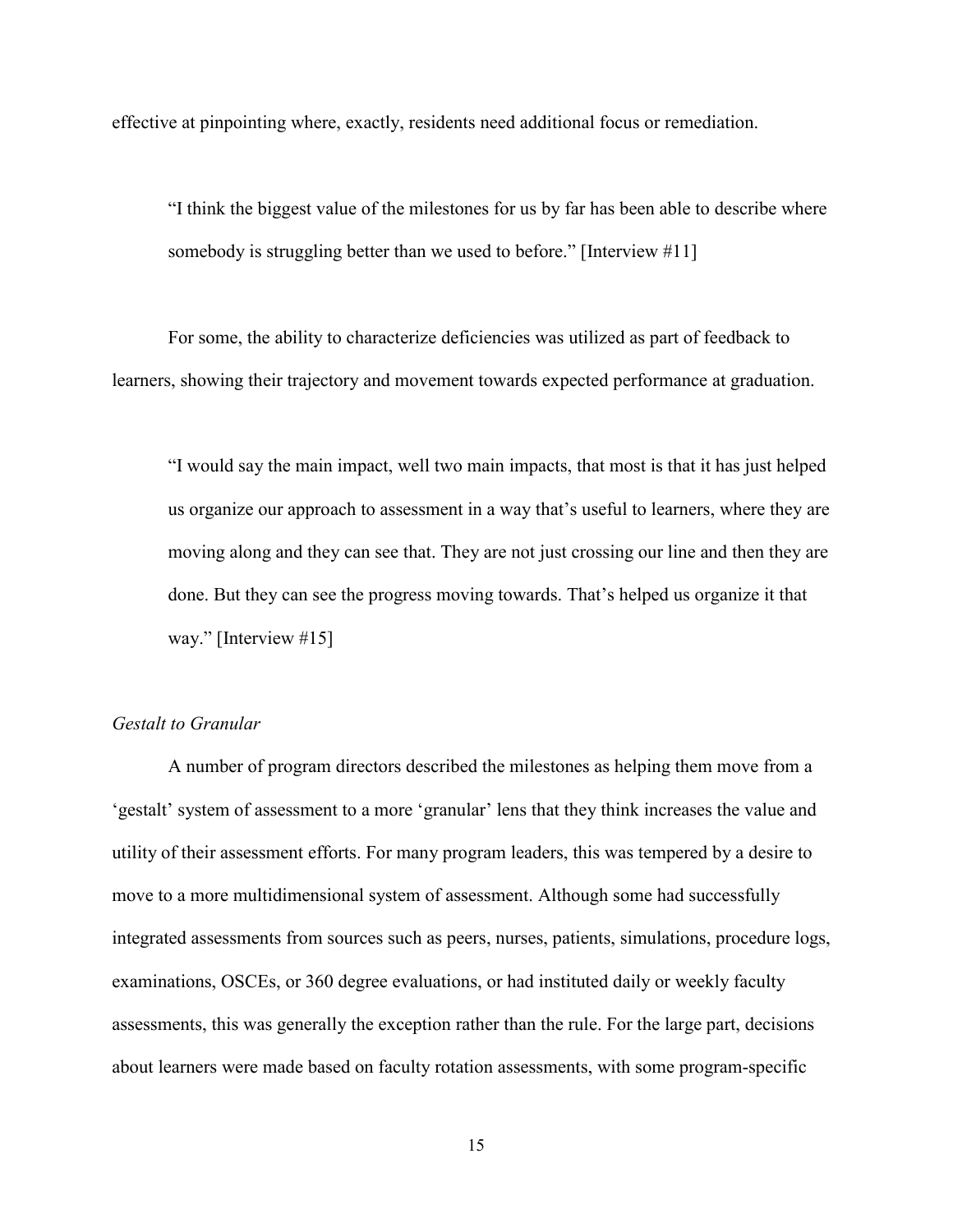effective at pinpointing where, exactly, residents need additional focus or remediation.

> "I think the biggest value of the milestones for us by far has been able to describe where somebody is struggling better than we used to before." [Interview #11]

For some, the ability to characterize deficiencies was utilized as part of feedback to learners, showing their trajectory and movement towards expected performance at graduation.

> "I would say the main impact, well two main impacts, that most is that it has just helped us organize our approach to assessment in a way that's useful to learners, where they are moving along and they can see that. They are not just crossing our line and then they are done. But they can see the progress moving towards. That's helped us organize it that way." [Interview #15]

### *Gestalt to Granular*

A number of program directors described the milestones as helping them move from a 'gestalt' system of assessment to a more 'granular' lens that they think increases the value and utility of their assessment efforts. For many program leaders, this was tempered by a desire to move to a more multidimensional system of assessment. Although some had successfully integrated assessments from sources such as peers, nurses, patients, simulations, procedure logs, examinations, OSCEs, or 360 degree evaluations, or had instituted daily or weekly faculty assessments, this was generally the exception rather than the rule. For the large part, decisions about learners were made based on faculty rotation assessments, with some program-specific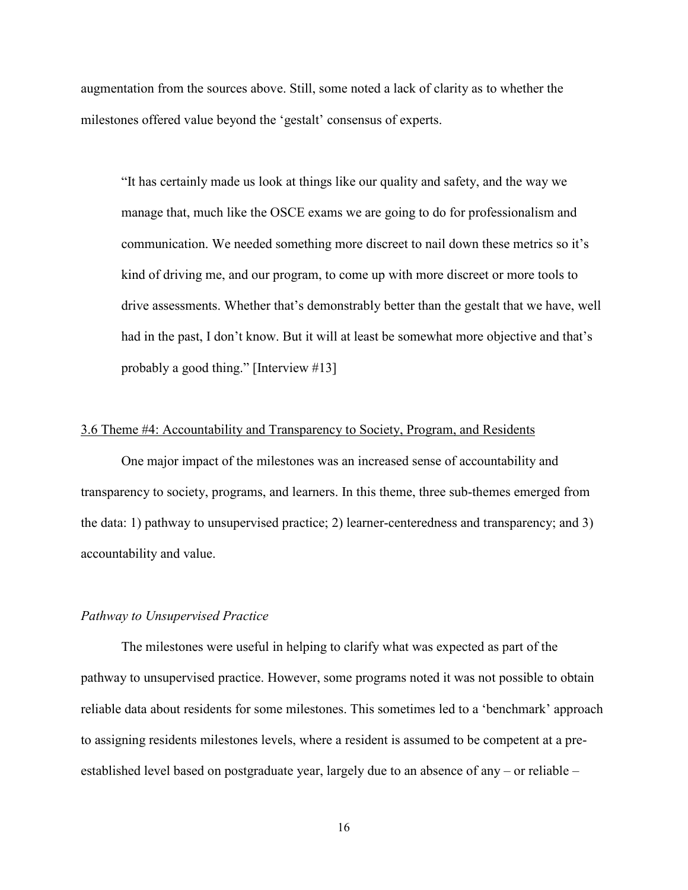augmentation from the sources above. Still, some noted a lack of clarity as to whether the milestones offered value beyond the 'gestalt' consensus of experts.

> "It has certainly made us look at things like our quality and safety, and the way we manage that, much like the OSCE exams we are going to do for professionalism and communication. We needed something more discreet to nail down these metrics so it's kind of driving me, and our program, to come up with more discreet or more tools to drive assessments. Whether that's demonstrably better than the gestalt that we have, well had in the past, I don't know. But it will at least be somewhat more objective and that's probably a good thing." [Interview #13]

### 3.6 Theme #4: Accountability and Transparency to Society, Program, and Residents

One major impact of the milestones was an increased sense of accountability and transparency to society, programs, and learners. In this theme, three sub-themes emerged from the data: 1) pathway to unsupervised practice; 2) learner-centeredness and transparency; and 3) accountability and value.

#### *Pathway to Unsupervised Practice*

The milestones were useful in helping to clarify what was expected as part of the pathway to unsupervised practice. However, some programs noted it was not possible to obtain reliable data about residents for some milestones. This sometimes led to a 'benchmark' approach to assigning residents milestones levels, where a resident is assumed to be competent at a pre-established level based on postgraduate year, largely due to an absence of any – or reliable –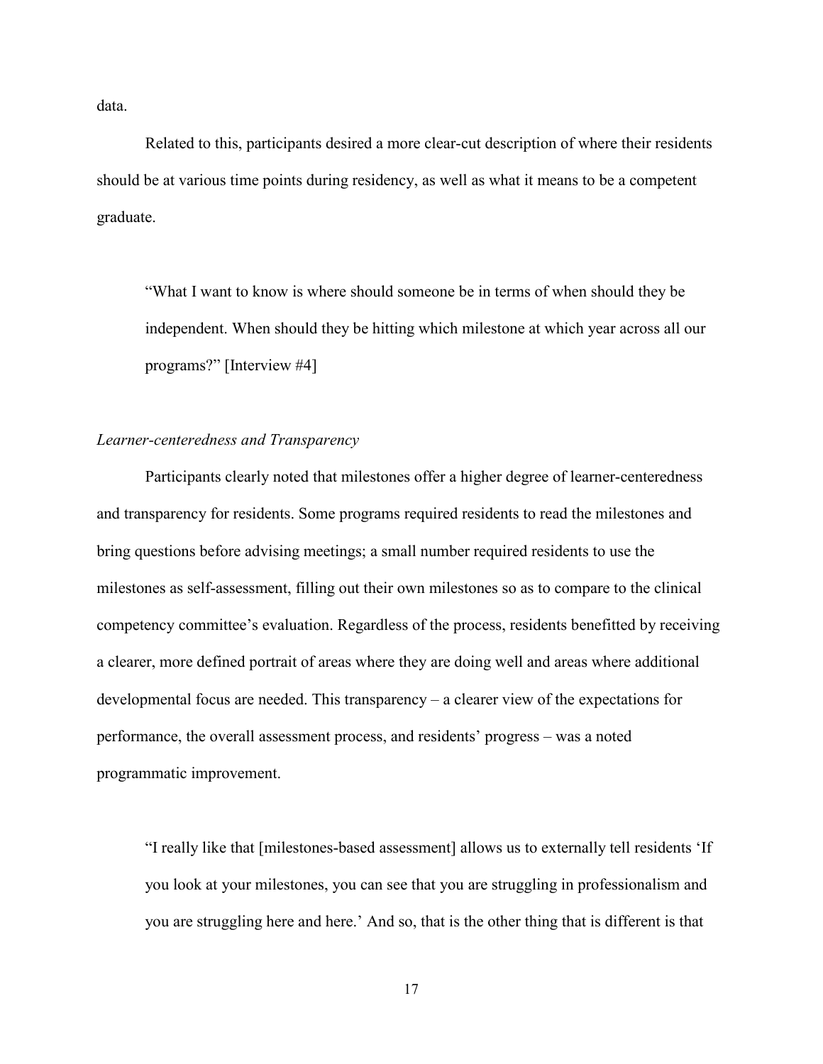data.

Related to this, participants desired a more clear-cut description of where their residents should be at various time points during residency, as well as what it means to be a competent graduate.

> "What I want to know is where should someone be in terms of when should they be independent. When should they be hitting which milestone at which year across all our programs?" [Interview #4]

*Learner-centeredness and Transparency*

Participants clearly noted that milestones offer a higher degree of learner-centeredness and transparency for residents. Some programs required residents to read the milestones and bring questions before advising meetings; a small number required residents to use the milestones as self-assessment, filling out their own milestones so as to compare to the clinical competency committee's evaluation. Regardless of the process, residents benefitted by receiving a clearer, more defined portrait of areas where they are doing well and areas where additional developmental focus are needed. This transparency – a clearer view of the expectations for performance, the overall assessment process, and residents' progress – was a noted programmatic improvement.

> "I really like that [milestones-based assessment] allows us to externally tell residents 'If you look at your milestones, you can see that you are struggling in professionalism and you are struggling here and here.' And so, that is the other thing that is different is that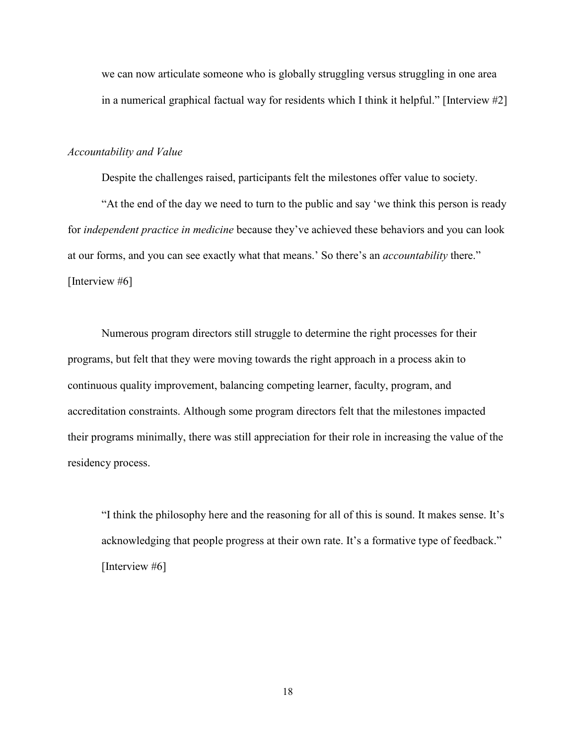we can now articulate someone who is globally struggling versus struggling in one area in a numerical graphical factual way for residents which I think it helpful." [Interview #2]

*Accountability and Value*

Despite the challenges raised, participants felt the milestones offer value to society.

"At the end of the day we need to turn to the public and say 'we think this person is ready for *independent practice in medicine* because they've achieved these behaviors and you can look at our forms, and you can see exactly what that means.' So there's an *accountability* there." [Interview #6]

Numerous program directors still struggle to determine the right processes for their programs, but felt that they were moving towards the right approach in a process akin to continuous quality improvement, balancing competing learner, faculty, program, and accreditation constraints. Although some program directors felt that the milestones impacted their programs minimally, there was still appreciation for their role in increasing the value of the residency process.

> "I think the philosophy here and the reasoning for all of this is sound. It makes sense. It's acknowledging that people progress at their own rate. It's a formative type of feedback." [Interview #6]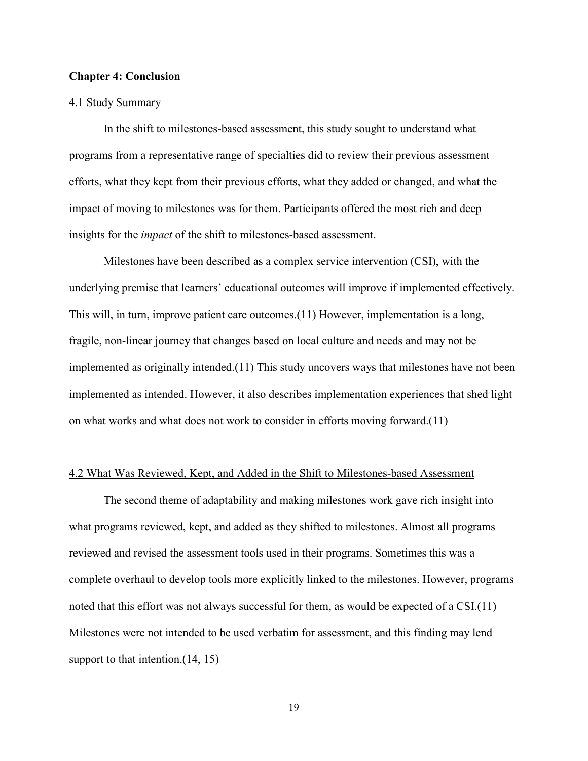# Chapter 4: Conclusion

## 4.1 Study Summary

In the shift to milestones-based assessment, this study sought to understand what programs from a representative range of specialties did to review their previous assessment efforts, what they kept from their previous efforts, what they added or changed, and what the impact of moving to milestones was for them. Participants offered the most rich and deep insights for the *impact* of the shift to milestones-based assessment.

Milestones have been described as a complex service intervention (CSI), with the underlying premise that learners' educational outcomes will improve if implemented effectively. This will, in turn, improve patient care outcomes.(11) However, implementation is a long, fragile, non-linear journey that changes based on local culture and needs and may not be implemented as originally intended.(11) This study uncovers ways that milestones have not been implemented as intended. However, it also describes implementation experiences that shed light on what works and what does not work to consider in efforts moving forward.(11)

## 4.2 What Was Reviewed, Kept, and Added in the Shift to Milestones-based Assessment

The second theme of adaptability and making milestones work gave rich insight into what programs reviewed, kept, and added as they shifted to milestones. Almost all programs reviewed and revised the assessment tools used in their programs. Sometimes this was a complete overhaul to develop tools more explicitly linked to the milestones. However, programs noted that this effort was not always successful for them, as would be expected of a CSI.(11) Milestones were not intended to be used verbatim for assessment, and this finding may lend support to that intention.(14, 15)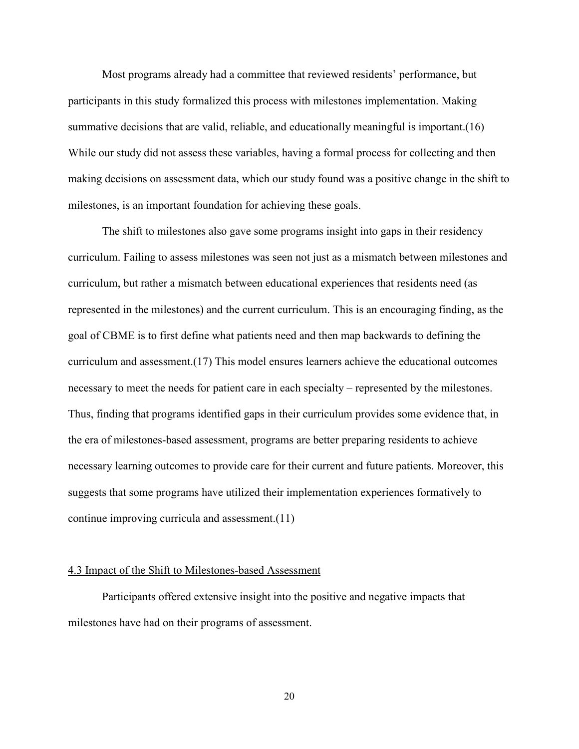Most programs already had a committee that reviewed residents' performance, but participants in this study formalized this process with milestones implementation. Making summative decisions that are valid, reliable, and educationally meaningful is important.(16) While our study did not assess these variables, having a formal process for collecting and then making decisions on assessment data, which our study found was a positive change in the shift to milestones, is an important foundation for achieving these goals.

The shift to milestones also gave some programs insight into gaps in their residency curriculum. Failing to assess milestones was seen not just as a mismatch between milestones and curriculum, but rather a mismatch between educational experiences that residents need (as represented in the milestones) and the current curriculum. This is an encouraging finding, as the goal of CBME is to first define what patients need and then map backwards to defining the curriculum and assessment.(17) This model ensures learners achieve the educational outcomes necessary to meet the needs for patient care in each specialty – represented by the milestones. Thus, finding that programs identified gaps in their curriculum provides some evidence that, in the era of milestones-based assessment, programs are better preparing residents to achieve necessary learning outcomes to provide care for their current and future patients. Moreover, this suggests that some programs have utilized their implementation experiences formatively to continue improving curricula and assessment.(11)

### 4.3 Impact of the Shift to Milestones-based Assessment

Participants offered extensive insight into the positive and negative impacts that milestones have had on their programs of assessment.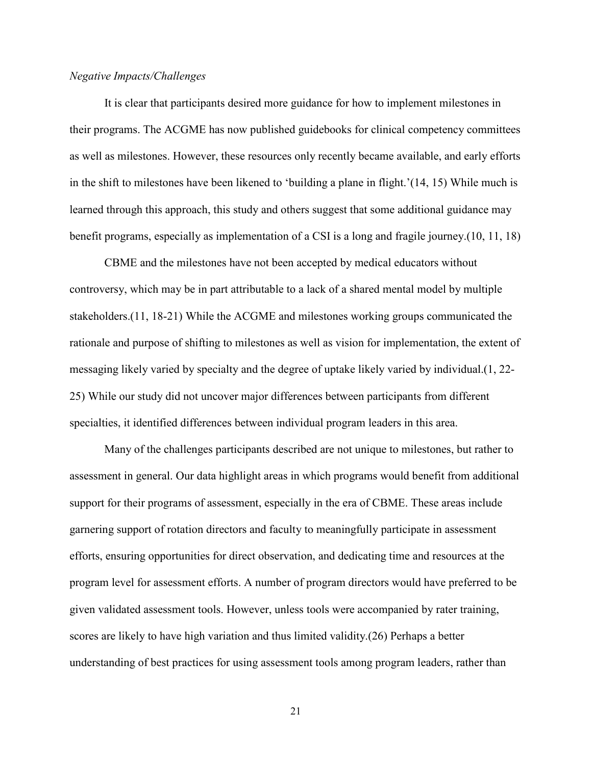*Negative Impacts/Challenges*

It is clear that participants desired more guidance for how to implement milestones in their programs. The ACGME has now published guidebooks for clinical competency committees as well as milestones. However, these resources only recently became available, and early efforts in the shift to milestones have been likened to 'building a plane in flight.'(14, 15) While much is learned through this approach, this study and others suggest that some additional guidance may benefit programs, especially as implementation of a CSI is a long and fragile journey.(10, 11, 18)

CBME and the milestones have not been accepted by medical educators without controversy, which may be in part attributable to a lack of a shared mental model by multiple stakeholders.(11, 18-21) While the ACGME and milestones working groups communicated the rationale and purpose of shifting to milestones as well as vision for implementation, the extent of messaging likely varied by specialty and the degree of uptake likely varied by individual.(1, 22-25) While our study did not uncover major differences between participants from different specialties, it identified differences between individual program leaders in this area.

Many of the challenges participants described are not unique to milestones, but rather to assessment in general. Our data highlight areas in which programs would benefit from additional support for their programs of assessment, especially in the era of CBME. These areas include garnering support of rotation directors and faculty to meaningfully participate in assessment efforts, ensuring opportunities for direct observation, and dedicating time and resources at the program level for assessment efforts. A number of program directors would have preferred to be given validated assessment tools. However, unless tools were accompanied by rater training, scores are likely to have high variation and thus limited validity.(26) Perhaps a better understanding of best practices for using assessment tools among program leaders, rather than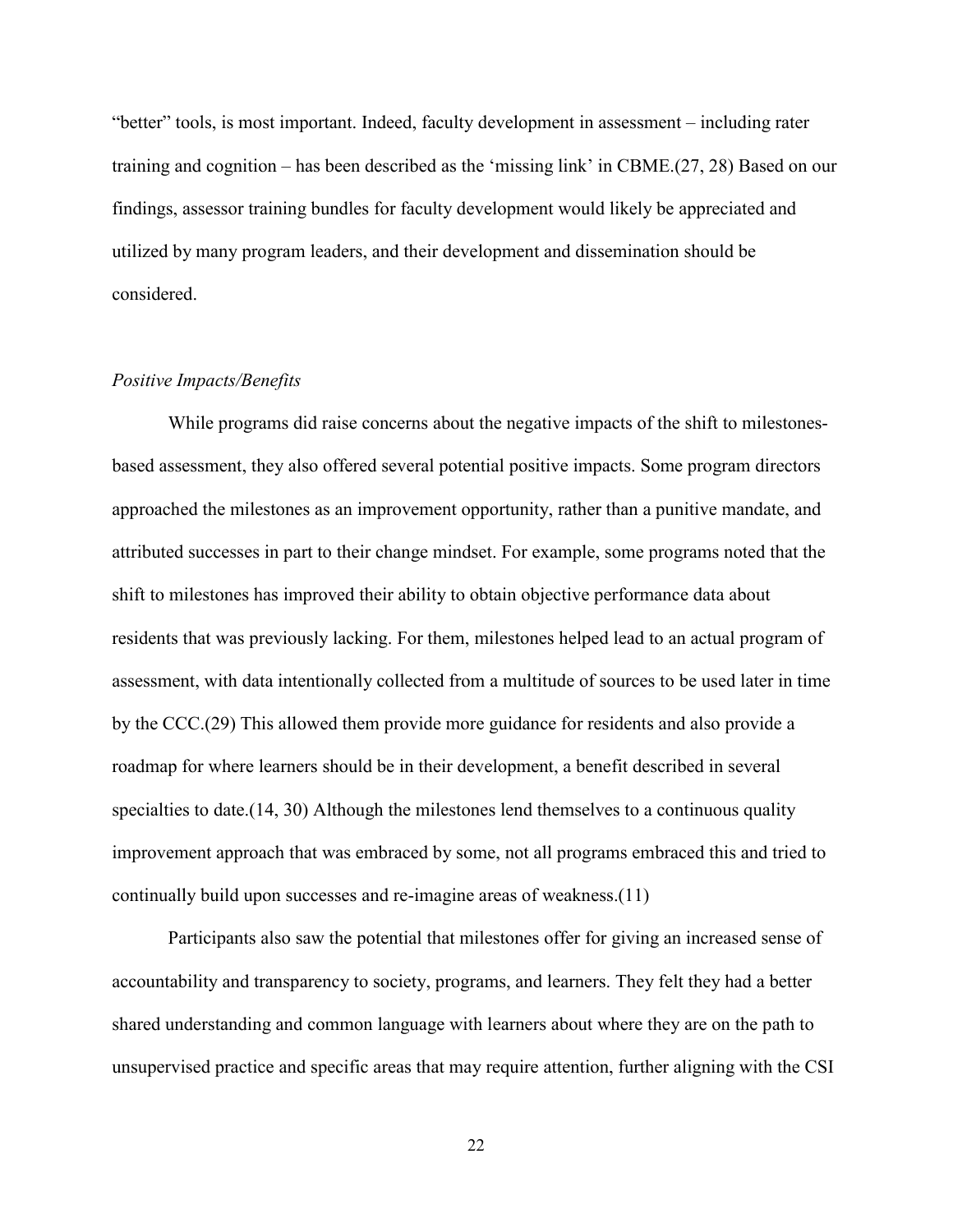"better" tools, is most important. Indeed, faculty development in assessment – including rater training and cognition – has been described as the 'missing link' in CBME.(27, 28) Based on our findings, assessor training bundles for faculty development would likely be appreciated and utilized by many program leaders, and their development and dissemination should be considered.

### *Positive Impacts/Benefits*

While programs did raise concerns about the negative impacts of the shift to milestones-based assessment, they also offered several potential positive impacts. Some program directors approached the milestones as an improvement opportunity, rather than a punitive mandate, and attributed successes in part to their change mindset. For example, some programs noted that the shift to milestones has improved their ability to obtain objective performance data about residents that was previously lacking. For them, milestones helped lead to an actual program of assessment, with data intentionally collected from a multitude of sources to be used later in time by the CCC.(29) This allowed them provide more guidance for residents and also provide a roadmap for where learners should be in their development, a benefit described in several specialties to date.(14, 30) Although the milestones lend themselves to a continuous quality improvement approach that was embraced by some, not all programs embraced this and tried to continually build upon successes and re-imagine areas of weakness.(11)

Participants also saw the potential that milestones offer for giving an increased sense of accountability and transparency to society, programs, and learners. They felt they had a better shared understanding and common language with learners about where they are on the path to unsupervised practice and specific areas that may require attention, further aligning with the CSI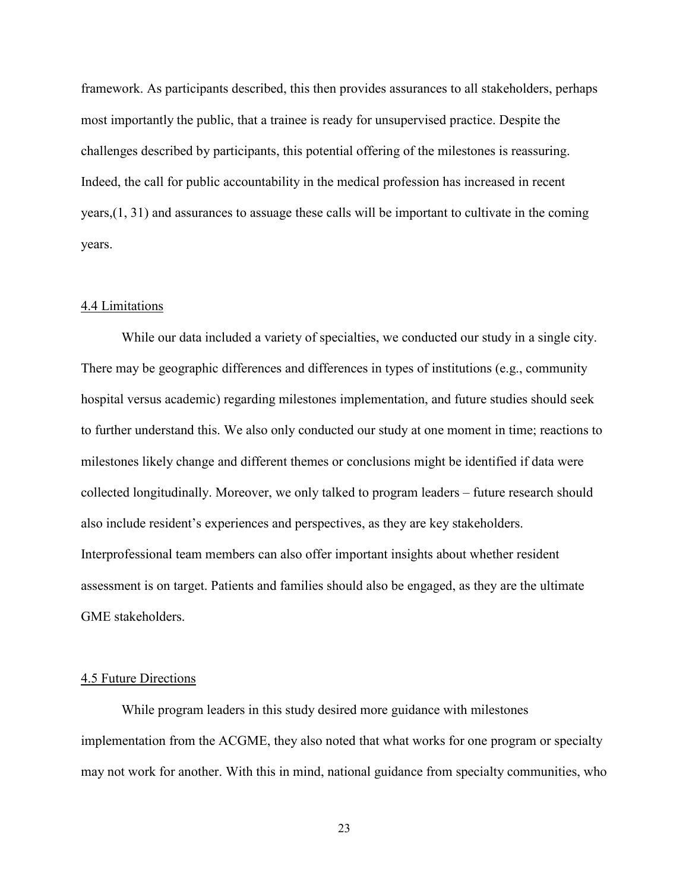framework. As participants described, this then provides assurances to all stakeholders, perhaps most importantly the public, that a trainee is ready for unsupervised practice. Despite the challenges described by participants, this potential offering of the milestones is reassuring. Indeed, the call for public accountability in the medical profession has increased in recent years,(1, 31) and assurances to assuage these calls will be important to cultivate in the coming years.

### 4.4 Limitations

While our data included a variety of specialties, we conducted our study in a single city. There may be geographic differences and differences in types of institutions (e.g., community hospital versus academic) regarding milestones implementation, and future studies should seek to further understand this. We also only conducted our study at one moment in time; reactions to milestones likely change and different themes or conclusions might be identified if data were collected longitudinally. Moreover, we only talked to program leaders – future research should also include resident's experiences and perspectives, as they are key stakeholders. Interprofessional team members can also offer important insights about whether resident assessment is on target. Patients and families should also be engaged, as they are the ultimate GME stakeholders.

### 4.5 Future Directions

While program leaders in this study desired more guidance with milestones implementation from the ACGME, they also noted that what works for one program or specialty may not work for another. With this in mind, national guidance from specialty communities, who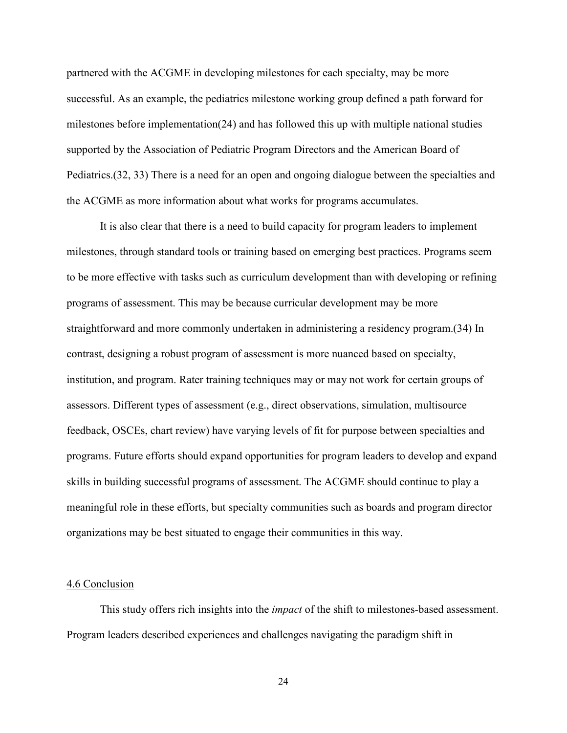partnered with the ACGME in developing milestones for each specialty, may be more successful. As an example, the pediatrics milestone working group defined a path forward for milestones before implementation(24) and has followed this up with multiple national studies supported by the Association of Pediatric Program Directors and the American Board of Pediatrics.(32, 33) There is a need for an open and ongoing dialogue between the specialties and the ACGME as more information about what works for programs accumulates.

It is also clear that there is a need to build capacity for program leaders to implement milestones, through standard tools or training based on emerging best practices. Programs seem to be more effective with tasks such as curriculum development than with developing or refining programs of assessment. This may be because curricular development may be more straightforward and more commonly undertaken in administering a residency program.(34) In contrast, designing a robust program of assessment is more nuanced based on specialty, institution, and program. Rater training techniques may or may not work for certain groups of assessors. Different types of assessment (e.g., direct observations, simulation, multisource feedback, OSCEs, chart review) have varying levels of fit for purpose between specialties and programs. Future efforts should expand opportunities for program leaders to develop and expand skills in building successful programs of assessment. The ACGME should continue to play a meaningful role in these efforts, but specialty communities such as boards and program director organizations may be best situated to engage their communities in this way.

## 4.6 Conclusion

This study offers rich insights into the *impact* of the shift to milestones-based assessment. Program leaders described experiences and challenges navigating the paradigm shift in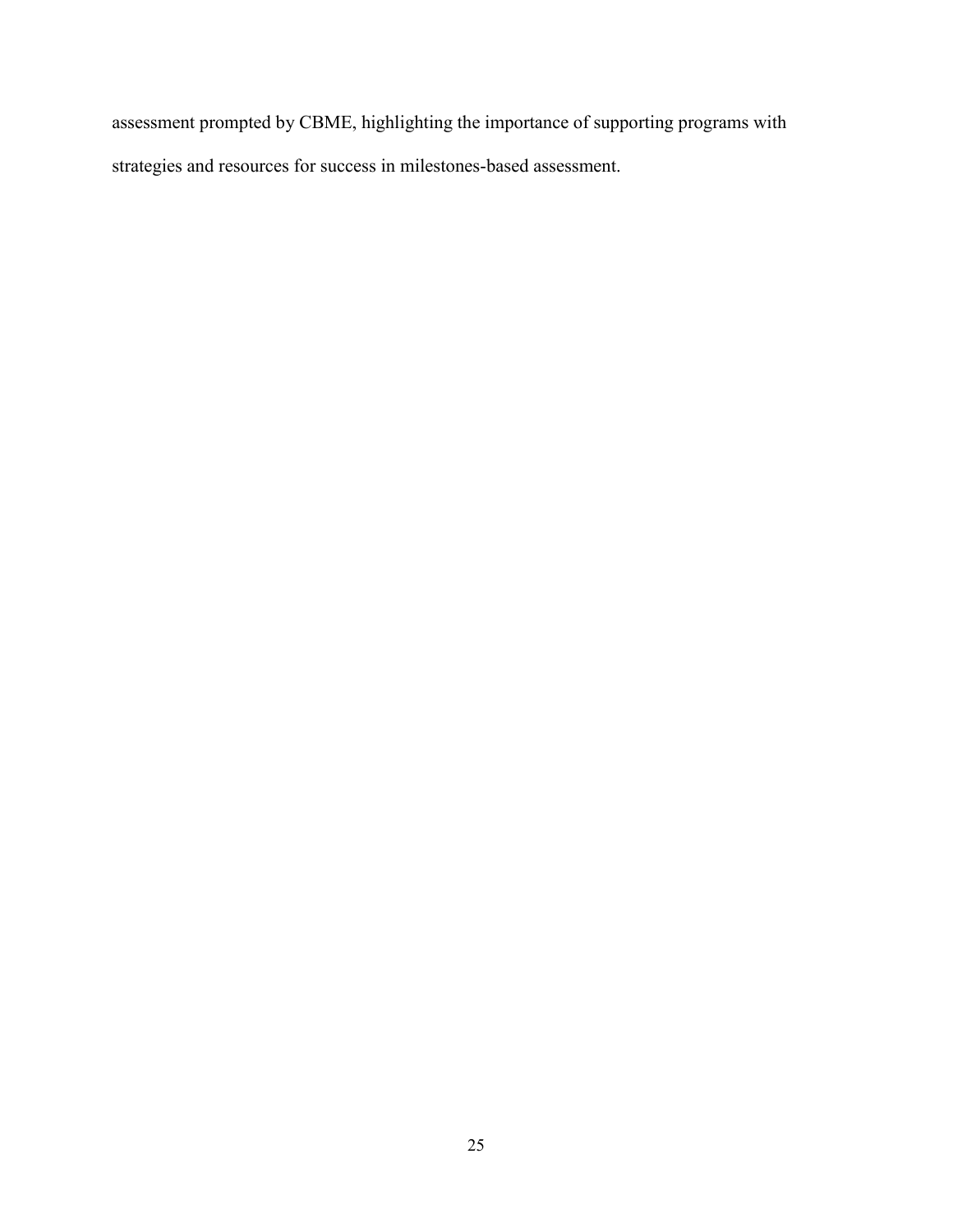assessment prompted by CBME, highlighting the importance of supporting programs with strategies and resources for success in milestones-based assessment.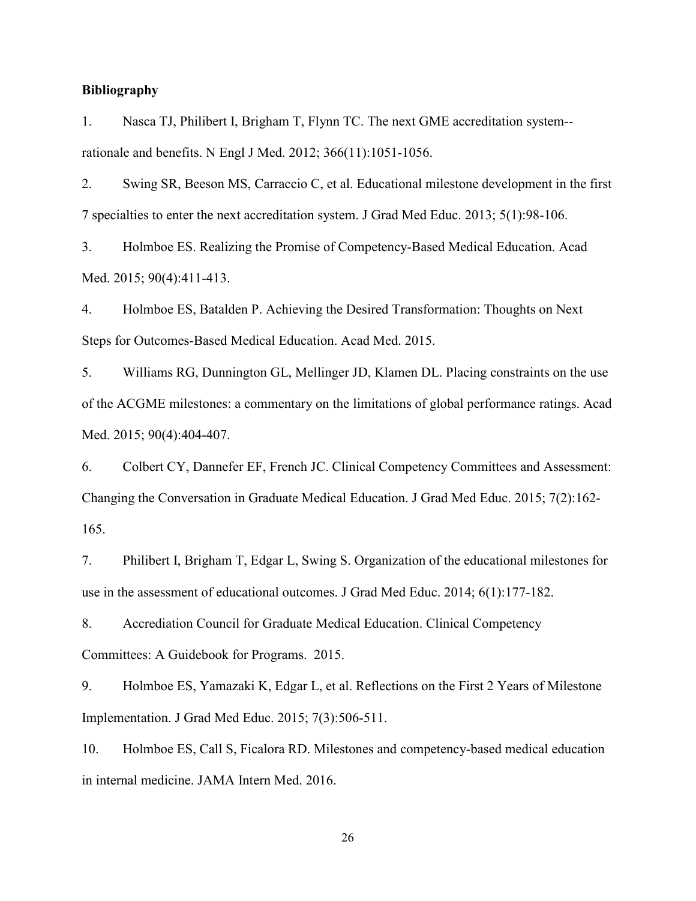**Bibliography**

1. Nasca TJ, Philibert I, Brigham T, Flynn TC. The next GME accreditation system--rationale and benefits. N Engl J Med. 2012; 366(11):1051-1056.

2. Swing SR, Beeson MS, Carraccio C, et al. Educational milestone development in the first 7 specialties to enter the next accreditation system. J Grad Med Educ. 2013; 5(1):98-106.

3. Holmboe ES. Realizing the Promise of Competency-Based Medical Education. Acad Med. 2015; 90(4):411-413.

4. Holmboe ES, Batalden P. Achieving the Desired Transformation: Thoughts on Next Steps for Outcomes-Based Medical Education. Acad Med. 2015.

5. Williams RG, Dunnington GL, Mellinger JD, Klamen DL. Placing constraints on the use of the ACGME milestones: a commentary on the limitations of global performance ratings. Acad Med. 2015; 90(4):404-407.

6. Colbert CY, Dannefer EF, French JC. Clinical Competency Committees and Assessment: Changing the Conversation in Graduate Medical Education. J Grad Med Educ. 2015; 7(2):162-165.

7. Philibert I, Brigham T, Edgar L, Swing S. Organization of the educational milestones for use in the assessment of educational outcomes. J Grad Med Educ. 2014; 6(1):177-182.

8. Accrediation Council for Graduate Medical Education. Clinical Competency Committees: A Guidebook for Programs. 2015.

9. Holmboe ES, Yamazaki K, Edgar L, et al. Reflections on the First 2 Years of Milestone Implementation. J Grad Med Educ. 2015; 7(3):506-511.

10. Holmboe ES, Call S, Ficalora RD. Milestones and competency-based medical education in internal medicine. JAMA Intern Med. 2016.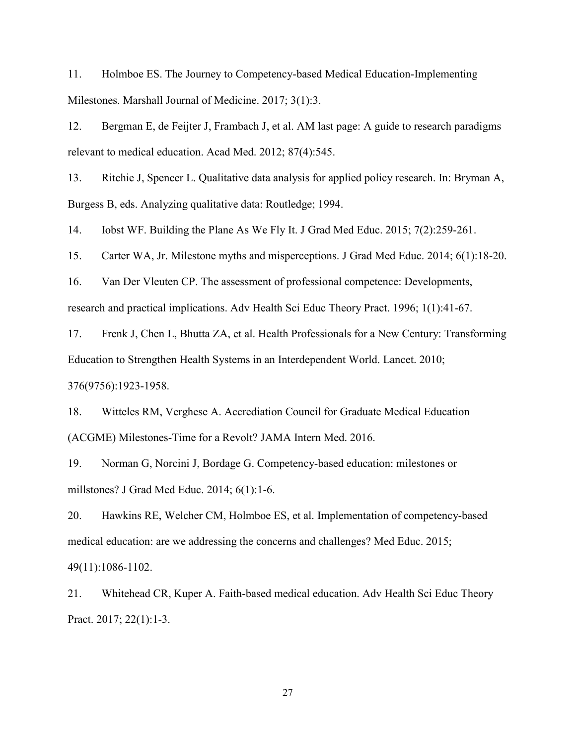11. Holmboe ES. The Journey to Competency-based Medical Education-Implementing Milestones. Marshall Journal of Medicine. 2017; 3(1):3.

12. Bergman E, de Feijter J, Frambach J, et al. AM last page: A guide to research paradigms relevant to medical education. Acad Med. 2012; 87(4):545.

13. Ritchie J, Spencer L. Qualitative data analysis for applied policy research. In: Bryman A, Burgess B, eds. Analyzing qualitative data: Routledge; 1994.

14. Iobst WF. Building the Plane As We Fly It. J Grad Med Educ. 2015; 7(2):259-261.

15. Carter WA, Jr. Milestone myths and misperceptions. J Grad Med Educ. 2014; 6(1):18-20.

16. Van Der Vleuten CP. The assessment of professional competence: Developments, research and practical implications. Adv Health Sci Educ Theory Pract. 1996; 1(1):41-67.

17. Frenk J, Chen L, Bhutta ZA, et al. Health Professionals for a New Century: Transforming Education to Strengthen Health Systems in an Interdependent World. Lancet. 2010; 376(9756):1923-1958.

18. Witteles RM, Verghese A. Accrediation Council for Graduate Medical Education (ACGME) Milestones-Time for a Revolt? JAMA Intern Med. 2016.

19. Norman G, Norcini J, Bordage G. Competency-based education: milestones or millstones? J Grad Med Educ. 2014; 6(1):1-6.

20. Hawkins RE, Welcher CM, Holmboe ES, et al. Implementation of competency-based medical education: are we addressing the concerns and challenges? Med Educ. 2015; 49(11):1086-1102.

21. Whitehead CR, Kuper A. Faith-based medical education. Adv Health Sci Educ Theory Pract. 2017; 22(1):1-3.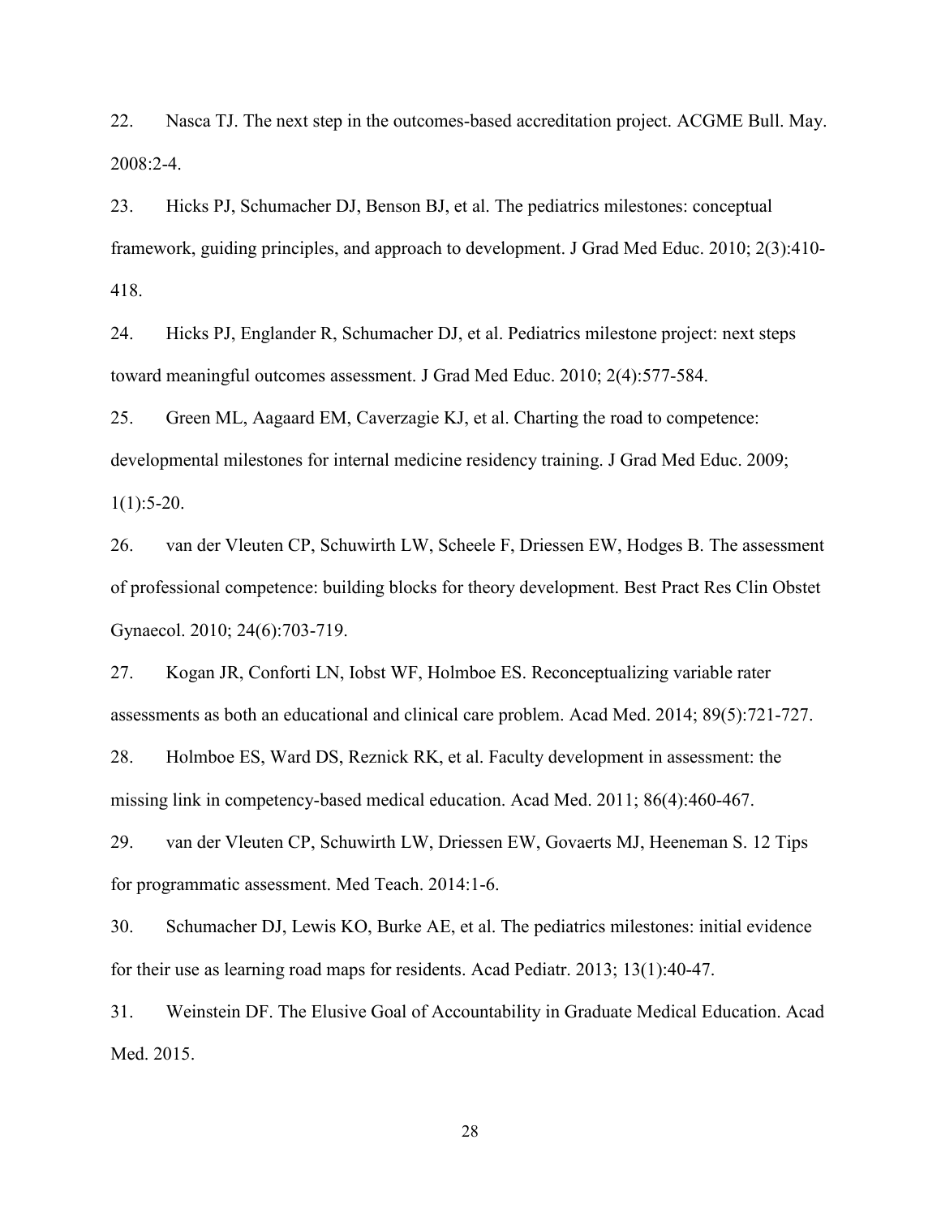22. Nasca TJ. The next step in the outcomes-based accreditation project. ACGME Bull. May. 2008:2-4.

23. Hicks PJ, Schumacher DJ, Benson BJ, et al. The pediatrics milestones: conceptual framework, guiding principles, and approach to development. J Grad Med Educ. 2010; 2(3):410-418.

24. Hicks PJ, Englander R, Schumacher DJ, et al. Pediatrics milestone project: next steps toward meaningful outcomes assessment. J Grad Med Educ. 2010; 2(4):577-584.

25. Green ML, Aagaard EM, Caverzagie KJ, et al. Charting the road to competence: developmental milestones for internal medicine residency training. J Grad Med Educ. 2009; 1(1):5-20.

26. van der Vleuten CP, Schuwirth LW, Scheele F, Driessen EW, Hodges B. The assessment of professional competence: building blocks for theory development. Best Pract Res Clin Obstet Gynaecol. 2010; 24(6):703-719.

27. Kogan JR, Conforti LN, Iobst WF, Holmboe ES. Reconceptualizing variable rater assessments as both an educational and clinical care problem. Acad Med. 2014; 89(5):721-727.

28. Holmboe ES, Ward DS, Reznick RK, et al. Faculty development in assessment: the missing link in competency-based medical education. Acad Med. 2011; 86(4):460-467.

29. van der Vleuten CP, Schuwirth LW, Driessen EW, Govaerts MJ, Heeneman S. 12 Tips for programmatic assessment. Med Teach. 2014:1-6.

30. Schumacher DJ, Lewis KO, Burke AE, et al. The pediatrics milestones: initial evidence for their use as learning road maps for residents. Acad Pediatr. 2013; 13(1):40-47.

31. Weinstein DF. The Elusive Goal of Accountability in Graduate Medical Education. Acad Med. 2015.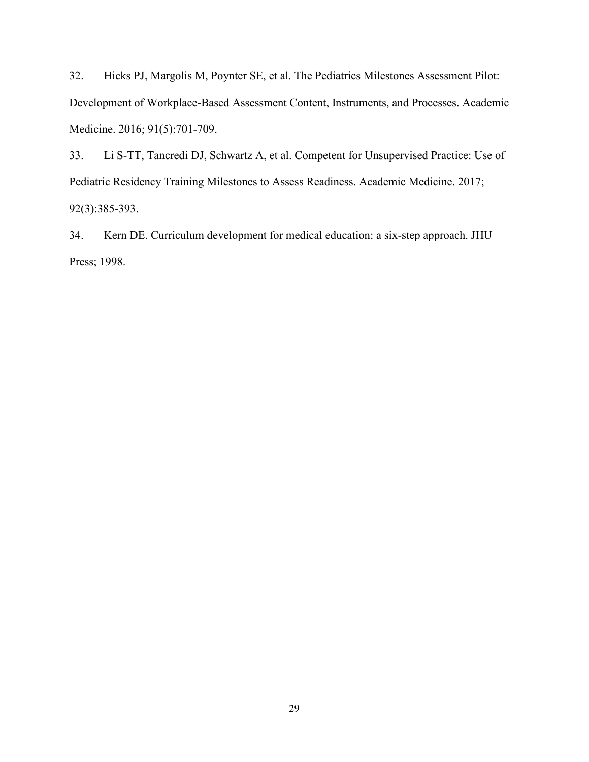32. Hicks PJ, Margolis M, Poynter SE, et al. The Pediatrics Milestones Assessment Pilot: Development of Workplace-Based Assessment Content, Instruments, and Processes. Academic Medicine. 2016; 91(5):701-709.

33. Li S-TT, Tancredi DJ, Schwartz A, et al. Competent for Unsupervised Practice: Use of Pediatric Residency Training Milestones to Assess Readiness. Academic Medicine. 2017; 92(3):385-393.

34. Kern DE. Curriculum development for medical education: a six-step approach. JHU Press; 1998.